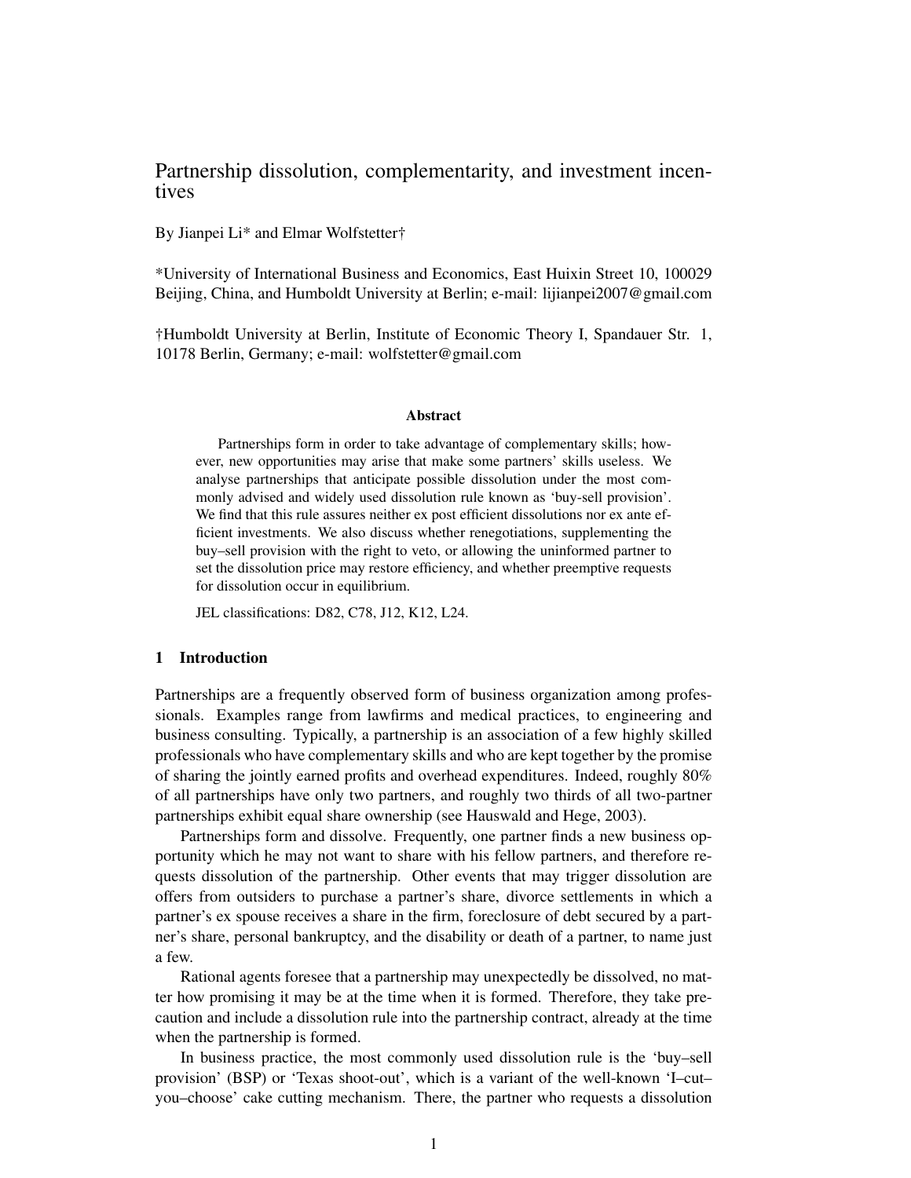# Partnership dissolution, complementarity, and investment incentives

By Jianpei Li* and Elmar Wolfstetter†

*University of International Business and Economics, East Huixin Street 10, 100029 Beijing, China, and Humboldt University at Berlin; e-mail: lijianpei2007@gmail.com

†Humboldt University at Berlin, Institute of Economic Theory I, Spandauer Str. 1, 10178 Berlin, Germany; e-mail: wolfstetter@gmail.com

**Abstract**

Partnerships form in order to take advantage of complementary skills; however, new opportunities may arise that make some partners' skills useless. We analyse partnerships that anticipate possible dissolution under the most commonly advised and widely used dissolution rule known as 'buy-sell provision'. We find that this rule assures neither ex post efficient dissolutions nor ex ante efficient investments. We also discuss whether renegotiations, supplementing the buy–sell provision with the right to veto, or allowing the uninformed partner to set the dissolution price may restore efficiency, and whether preemptive requests for dissolution occur in equilibrium.

JEL classifications: D82, C78, J12, K12, L24.

## 1 Introduction

Partnerships are a frequently observed form of business organization among professionals. Examples range from lawfirms and medical practices, to engineering and business consulting. Typically, a partnership is an association of a few highly skilled professionals who have complementary skills and who are kept together by the promise of sharing the jointly earned profits and overhead expenditures. Indeed, roughly 80% of all partnerships have only two partners, and roughly two thirds of all two-partner partnerships exhibit equal share ownership (see Hauswald and Hege, 2003).

Partnerships form and dissolve. Frequently, one partner finds a new business opportunity which he may not want to share with his fellow partners, and therefore requests dissolution of the partnership. Other events that may trigger dissolution are offers from outsiders to purchase a partner's share, divorce settlements in which a partner's ex spouse receives a share in the firm, foreclosure of debt secured by a partner's share, personal bankruptcy, and the disability or death of a partner, to name just a few.

Rational agents foresee that a partnership may unexpectedly be dissolved, no matter how promising it may be at the time when it is formed. Therefore, they take precaution and include a dissolution rule into the partnership contract, already at the time when the partnership is formed.

In business practice, the most commonly used dissolution rule is the 'buy–sell provision' (BSP) or 'Texas shoot-out', which is a variant of the well-known 'I–cut–you–choose' cake cutting mechanism. There, the partner who requests a dissolution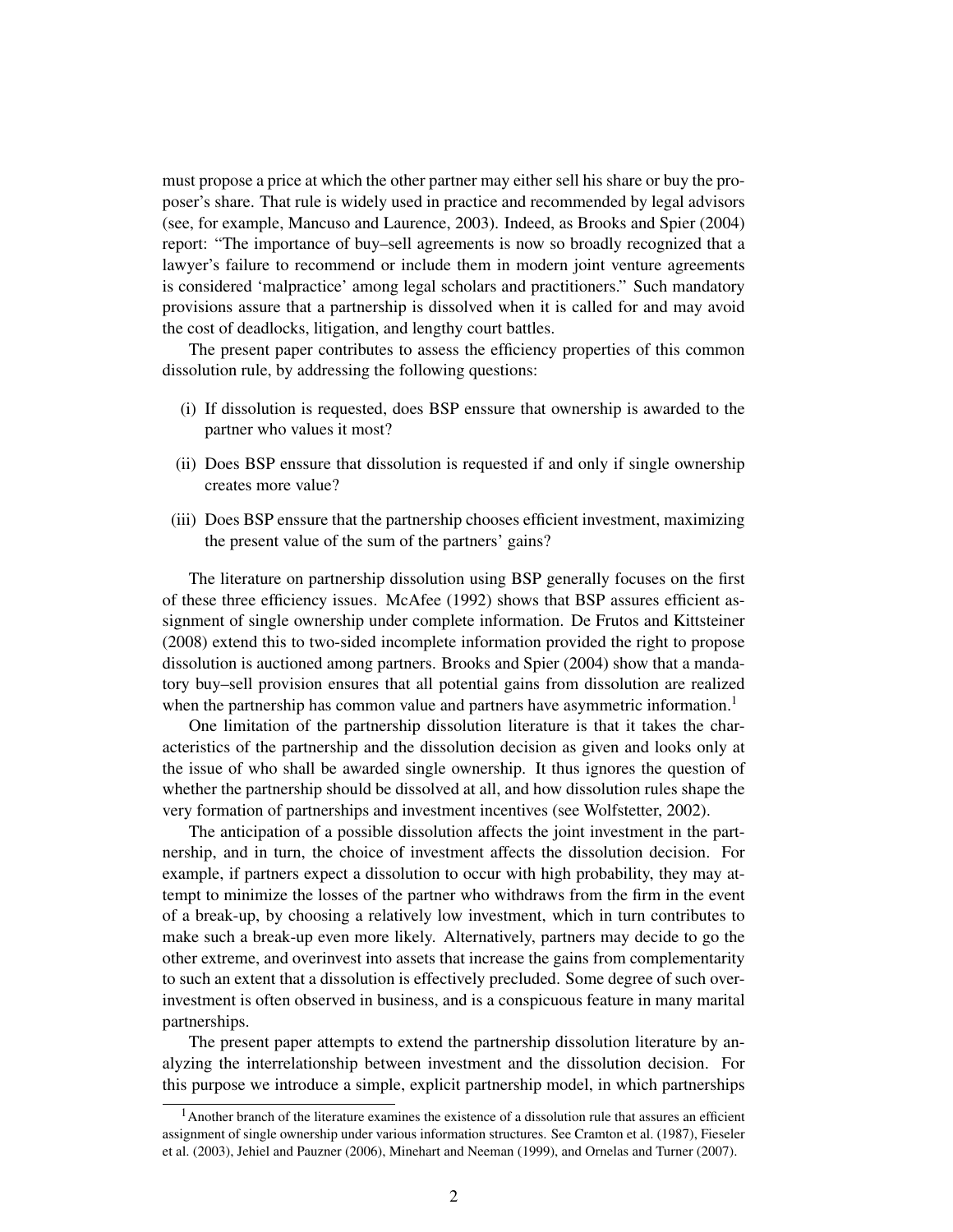must propose a price at which the other partner may either sell his share or buy the proposer's share. That rule is widely used in practice and recommended by legal advisors (see, for example, Mancuso and Laurence, 2003). Indeed, as Brooks and Spier (2004) report: "The importance of buy–sell agreements is now so broadly recognized that a lawyer's failure to recommend or include them in modern joint venture agreements is considered 'malpractice' among legal scholars and practitioners." Such mandatory provisions assure that a partnership is dissolved when it is called for and may avoid the cost of deadlocks, litigation, and lengthy court battles.

The present paper contributes to assess the efficiency properties of this common dissolution rule, by addressing the following questions:

(i) If dissolution is requested, does BSP enssure that ownership is awarded to the partner who values it most?

(ii) Does BSP enssure that dissolution is requested if and only if single ownership creates more value?

(iii) Does BSP enssure that the partnership chooses efficient investment, maximizing the present value of the sum of the partners' gains?

The literature on partnership dissolution using BSP generally focuses on the first of these three efficiency issues. McAfee (1992) shows that BSP assures efficient assignment of single ownership under complete information. De Frutos and Kittsteiner (2008) extend this to two-sided incomplete information provided the right to propose dissolution is auctioned among partners. Brooks and Spier (2004) show that a mandatory buy–sell provision ensures that all potential gains from dissolution are realized when the partnership has common value and partners have asymmetric information.[1]

One limitation of the partnership dissolution literature is that it takes the characteristics of the partnership and the dissolution decision as given and looks only at the issue of who shall be awarded single ownership. It thus ignores the question of whether the partnership should be dissolved at all, and how dissolution rules shape the very formation of partnerships and investment incentives (see Wolfstetter, 2002).

The anticipation of a possible dissolution affects the joint investment in the partnership, and in turn, the choice of investment affects the dissolution decision. For example, if partners expect a dissolution to occur with high probability, they may attempt to minimize the losses of the partner who withdraws from the firm in the event of a break-up, by choosing a relatively low investment, which in turn contributes to make such a break-up even more likely. Alternatively, partners may decide to go the other extreme, and overinvest into assets that increase the gains from complementarity to such an extent that a dissolution is effectively precluded. Some degree of such overinvestment is often observed in business, and is a conspicuous feature in many marital partnerships.

The present paper attempts to extend the partnership dissolution literature by analyzing the interrelationship between investment and the dissolution decision. For this purpose we introduce a simple, explicit partnership model, in which partnerships

[1] Another branch of the literature examines the existence of a dissolution rule that assures an efficient assignment of single ownership under various information structures. See Cramton et al. (1987), Fieseler et al. (2003), Jehiel and Pauzner (2006), Minehart and Neeman (1999), and Ornelas and Turner (2007).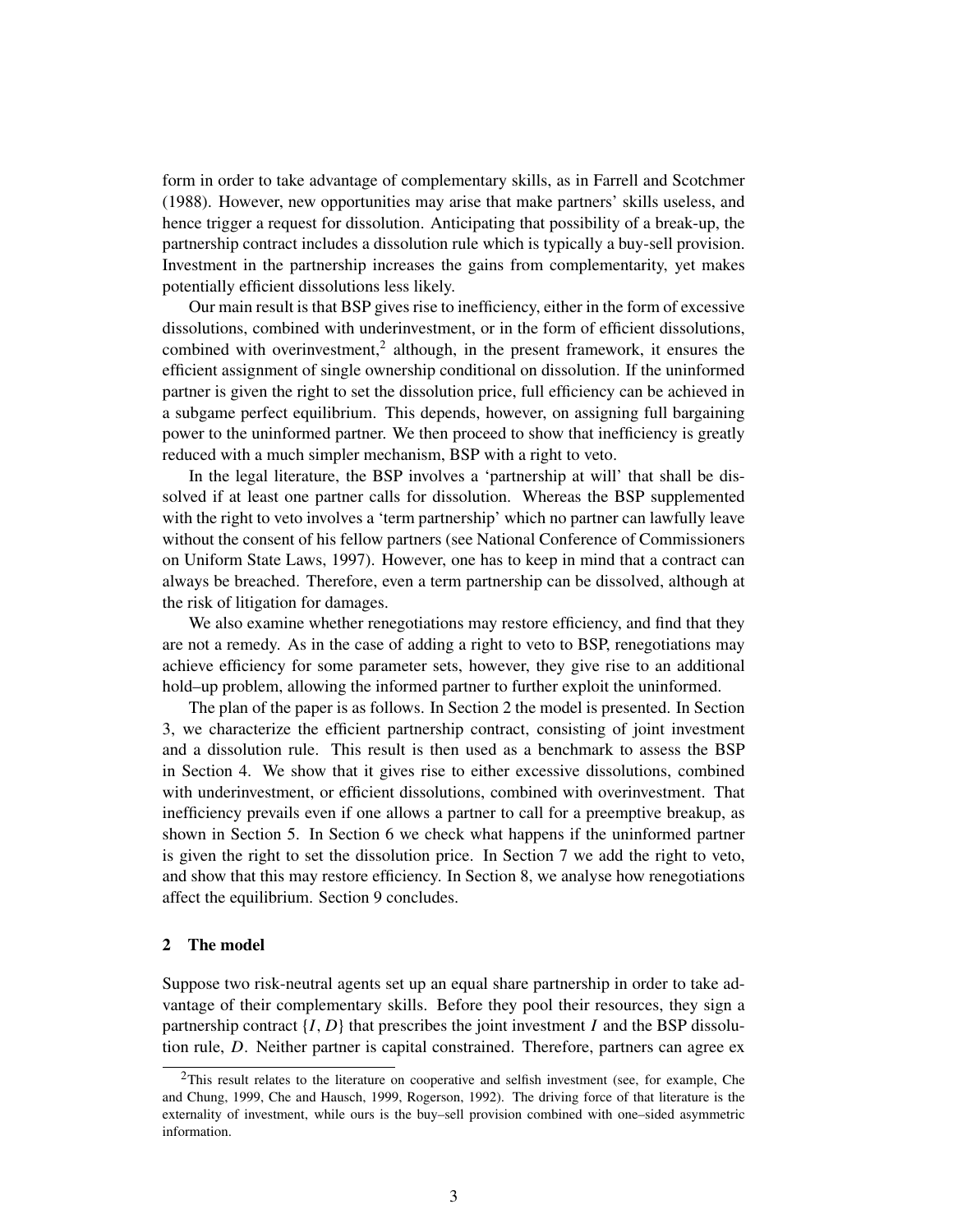form in order to take advantage of complementary skills, as in Farrell and Scotchmer (1988). However, new opportunities may arise that make partners' skills useless, and hence trigger a request for dissolution. Anticipating that possibility of a break-up, the partnership contract includes a dissolution rule which is typically a buy-sell provision. Investment in the partnership increases the gains from complementarity, yet makes potentially efficient dissolutions less likely.

Our main result is that BSP gives rise to inefficiency, either in the form of excessive dissolutions, combined with underinvestment, or in the form of efficient dissolutions, combined with overinvestment,[2] although, in the present framework, it ensures the efficient assignment of single ownership conditional on dissolution. If the uninformed partner is given the right to set the dissolution price, full efficiency can be achieved in a subgame perfect equilibrium. This depends, however, on assigning full bargaining power to the uninformed partner. We then proceed to show that inefficiency is greatly reduced with a much simpler mechanism, BSP with a right to veto.

In the legal literature, the BSP involves a 'partnership at will' that shall be dissolved if at least one partner calls for dissolution. Whereas the BSP supplemented with the right to veto involves a 'term partnership' which no partner can lawfully leave without the consent of his fellow partners (see National Conference of Commissioners on Uniform State Laws, 1997). However, one has to keep in mind that a contract can always be breached. Therefore, even a term partnership can be dissolved, although at the risk of litigation for damages.

We also examine whether renegotiations may restore efficiency, and find that they are not a remedy. As in the case of adding a right to veto to BSP, renegotiations may achieve efficiency for some parameter sets, however, they give rise to an additional hold–up problem, allowing the informed partner to further exploit the uninformed.

The plan of the paper is as follows. In Section 2 the model is presented. In Section 3, we characterize the efficient partnership contract, consisting of joint investment and a dissolution rule. This result is then used as a benchmark to assess the BSP in Section 4. We show that it gives rise to either excessive dissolutions, combined with underinvestment, or efficient dissolutions, combined with overinvestment. That inefficiency prevails even if one allows a partner to call for a preemptive breakup, as shown in Section 5. In Section 6 we check what happens if the uninformed partner is given the right to set the dissolution price. In Section 7 we add the right to veto, and show that this may restore efficiency. In Section 8, we analyse how renegotiations affect the equilibrium. Section 9 concludes.

## 2 The model

Suppose two risk-neutral agents set up an equal share partnership in order to take advantage of their complementary skills. Before they pool their resources, they sign a partnership contract $\{I, D\}$ that prescribes the joint investment $I$ and the BSP dissolution rule, $D$. Neither partner is capital constrained. Therefore, partners can agree ex

[2] This result relates to the literature on cooperative and selfish investment (see, for example, Che and Chung, 1999, Che and Hausch, 1999, Rogerson, 1992). The driving force of that literature is the externality of investment, while ours is the buy–sell provision combined with one–sided asymmetric information.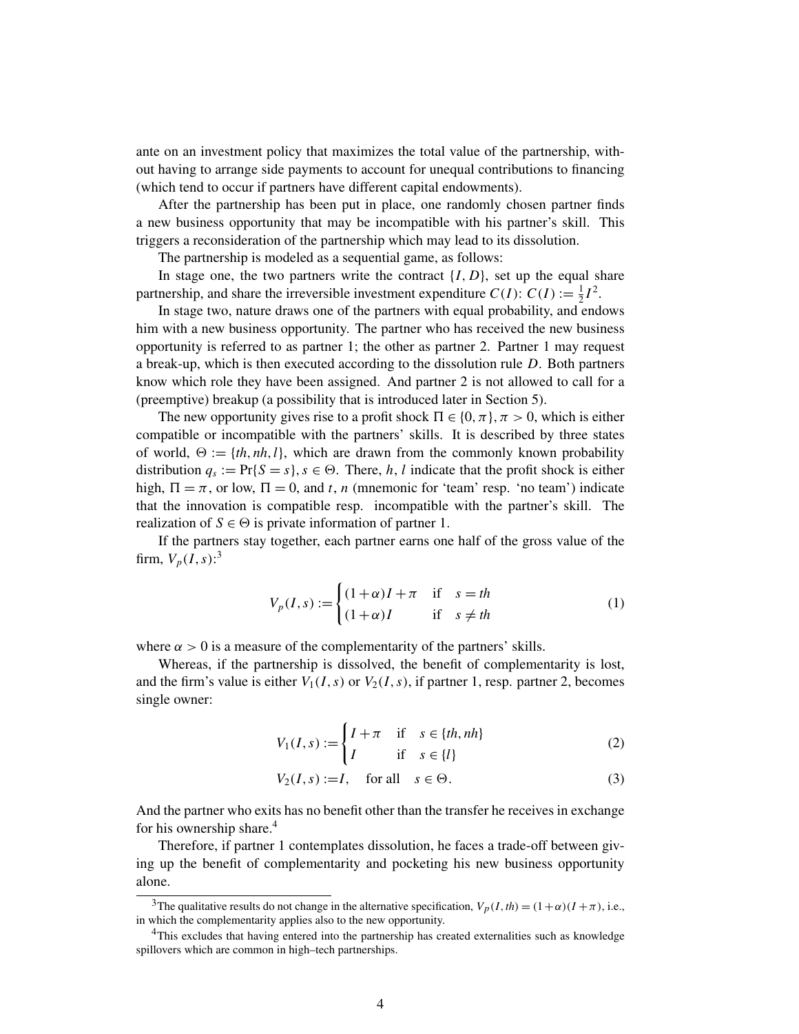ante on an investment policy that maximizes the total value of the partnership, without having to arrange side payments to account for unequal contributions to financing (which tend to occur if partners have different capital endowments).

After the partnership has been put in place, one randomly chosen partner finds a new business opportunity that may be incompatible with his partner's skill. This triggers a reconsideration of the partnership which may lead to its dissolution.

The partnership is modeled as a sequential game, as follows:

In stage one, the two partners write the contract $\{I, D\}$, set up the equal share partnership, and share the irreversible investment expenditure $C(I)$: $C(I) := \frac{1}{2}I^2$.

In stage two, nature draws one of the partners with equal probability, and endows him with a new business opportunity. The partner who has received the new business opportunity is referred to as partner 1; the other as partner 2. Partner 1 may request a break-up, which is then executed according to the dissolution rule $D$. Both partners know which role they have been assigned. And partner 2 is not allowed to call for a (preemptive) breakup (a possibility that is introduced later in Section 5).

The new opportunity gives rise to a profit shock $\Pi \in \{0, \pi\}, \pi > 0$, which is either compatible or incompatible with the partners' skills. It is described by three states of world, $\Theta := \{th, nh, l\}$, which are drawn from the commonly known probability distribution $q_s := \Pr\{S = s\}, s \in \Theta$. There, $h$, $l$ indicate that the profit shock is either high, $\Pi = \pi$, or low, $\Pi = 0$, and $t$, $n$ (mnemonic for 'team' resp. 'no team') indicate that the innovation is compatible resp. incompatible with the partner's skill. The realization of $S \in \Theta$ is private information of partner 1.

If the partners stay together, each partner earns one half of the gross value of the firm, $V_p(I, s)$:[3]

$$V_p(I, s) := \begin{cases} (1+\alpha)I + \pi & \text{if} \quad s = th \\ (1+\alpha)I & \text{if} \quad s \neq th \end{cases} \tag{1}$$

where $\alpha > 0$ is a measure of the complementarity of the partners' skills.

Whereas, if the partnership is dissolved, the benefit of complementarity is lost, and the firm's value is either $V_1(I, s)$ or $V_2(I, s)$, if partner 1, resp. partner 2, becomes single owner:

$$V_1(I, s) := \begin{cases} I + \pi & \text{if} \quad s \in \{th, nh\} \\ I & \text{if} \quad s \in \{l\} \end{cases} \tag{2}$$

$$V_2(I, s) := I, \quad \text{for all} \quad s \in \Theta. \tag{3}$$

And the partner who exits has no benefit other than the transfer he receives in exchange for his ownership share.[4]

Therefore, if partner 1 contemplates dissolution, he faces a trade-off between giving up the benefit of complementarity and pocketing his new business opportunity alone.

---

[3] The qualitative results do not change in the alternative specification, $V_p(I, th) = (1+\alpha)(I+\pi)$, i.e., in which the complementarity applies also to the new opportunity.

[4] This excludes that having entered into the partnership has created externalities such as knowledge spillovers which are common in high–tech partnerships.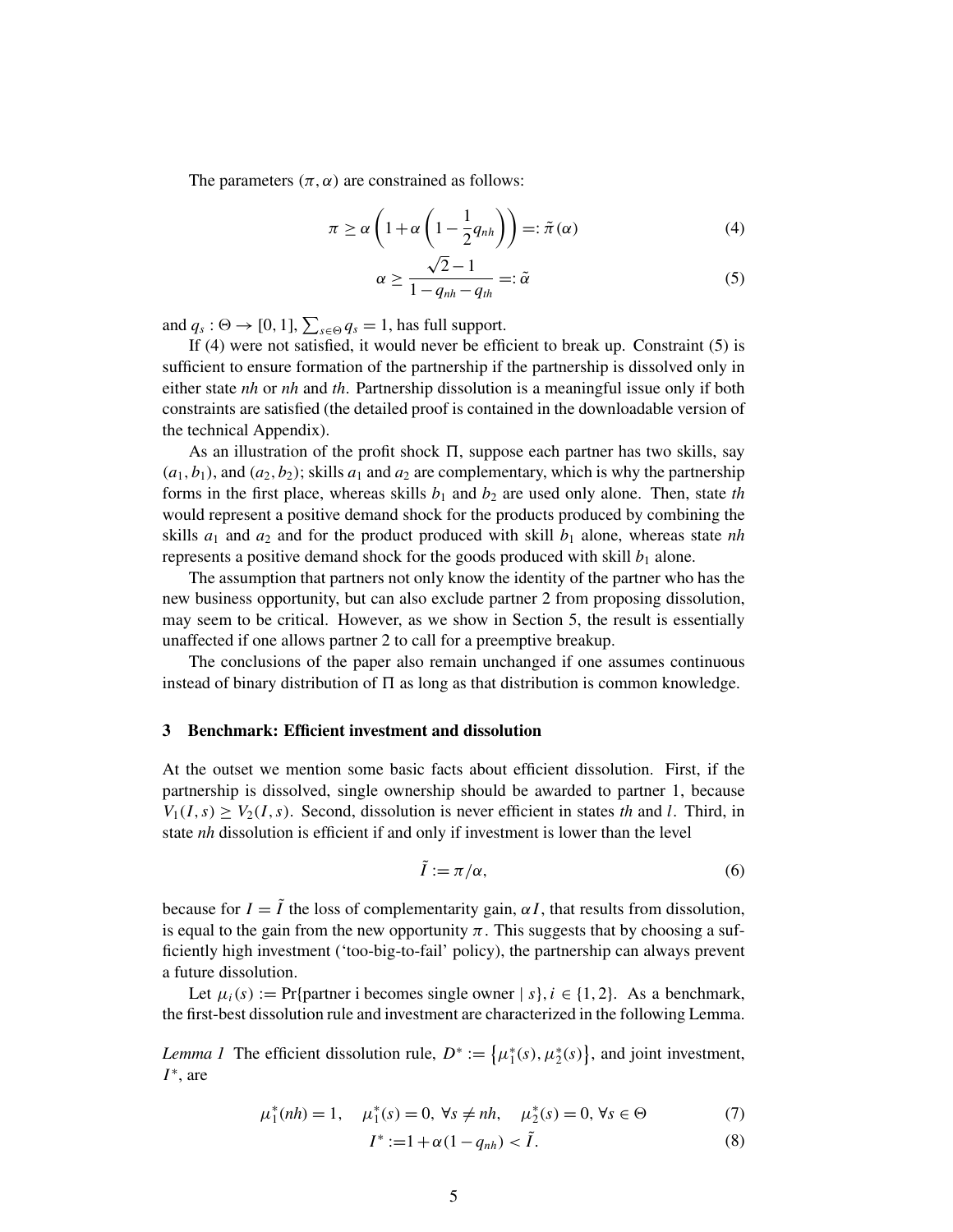The parameters $(\pi, \alpha)$ are constrained as follows:

$$\pi \geq \alpha\left(1+\alpha\left(1-\frac{1}{2}q_{nh}\right)\right) =: \tilde{\pi}(\alpha) \tag{4}$$

$$\alpha \geq \frac{\sqrt{2}-1}{1-q_{nh}-q_{th}} =: \tilde{\alpha} \tag{5}$$

and $q_s : \Theta \to [0,1]$, $\sum_{s\in\Theta} q_s = 1$, has full support.

If (4) were not satisfied, it would never be efficient to break up. Constraint (5) is sufficient to ensure formation of the partnership if the partnership is dissolved only in either state *nh* or *nh* and *th*. Partnership dissolution is a meaningful issue only if both constraints are satisfied (the detailed proof is contained in the downloadable version of the technical Appendix).

As an illustration of the profit shock $\Pi$, suppose each partner has two skills, say $(a_1, b_1)$, and $(a_2, b_2)$; skills $a_1$ and $a_2$ are complementary, which is why the partnership forms in the first place, whereas skills $b_1$ and $b_2$ are used only alone. Then, state *th* would represent a positive demand shock for the products produced by combining the skills $a_1$ and $a_2$ and for the product produced with skill $b_1$ alone, whereas state *nh* represents a positive demand shock for the goods produced with skill $b_1$ alone.

The assumption that partners not only know the identity of the partner who has the new business opportunity, but can also exclude partner 2 from proposing dissolution, may seem to be critical. However, as we show in Section 5, the result is essentially unaffected if one allows partner 2 to call for a preemptive breakup.

The conclusions of the paper also remain unchanged if one assumes continuous instead of binary distribution of $\Pi$ as long as that distribution is common knowledge.

## 3 Benchmark: Efficient investment and dissolution

At the outset we mention some basic facts about efficient dissolution. First, if the partnership is dissolved, single ownership should be awarded to partner 1, because $V_1(I,s) \geq V_2(I,s)$. Second, dissolution is never efficient in states *th* and *l*. Third, in state *nh* dissolution is efficient if and only if investment is lower than the level

$$\tilde{I} := \pi/\alpha, \tag{6}$$

because for $I = \tilde{I}$ the loss of complementarity gain, $\alpha I$, that results from dissolution, is equal to the gain from the new opportunity $\pi$. This suggests that by choosing a sufficiently high investment ('too-big-to-fail' policy), the partnership can always prevent a future dissolution.

Let $\mu_i(s) := \Pr\{\text{partner i becomes single owner} \mid s\}, i \in \{1,2\}$. As a benchmark, the first-best dissolution rule and investment are characterized in the following Lemma.

*Lemma 1* The efficient dissolution rule, $D^* := \{\mu_1^*(s), \mu_2^*(s)\}$, and joint investment, $I^*$, are

$$\mu_1^*(nh) = 1, \quad \mu_1^*(s) = 0,\ \forall s \neq nh, \quad \mu_2^*(s) = 0,\ \forall s \in \Theta \tag{7}$$

$$I^* := 1+\alpha(1-q_{nh}) < \tilde{I}. \tag{8}$$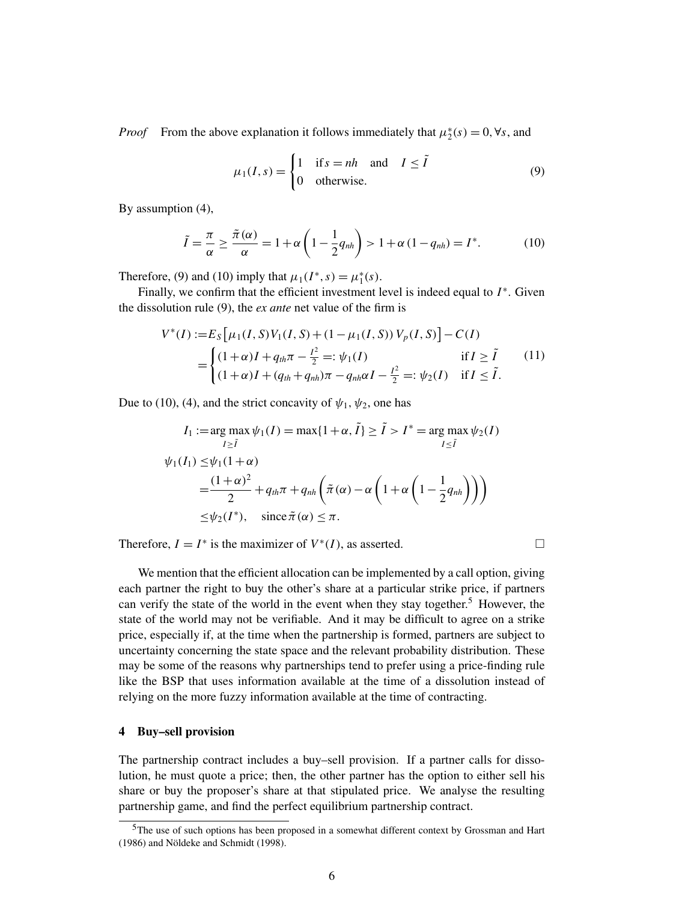*Proof* From the above explanation it follows immediately that $\mu_2^*(s) = 0, \forall s$, and

$$\mu_1(I,s) = \begin{cases} 1 & \text{if } s = nh \quad \text{and} \quad I \le \tilde{I} \\ 0 & \text{otherwise.} \end{cases} \tag{9}$$

By assumption (4),

$$\tilde{I} = \frac{\pi}{\alpha} \ge \frac{\tilde{\pi}(\alpha)}{\alpha} = 1 + \alpha\left(1 - \frac{1}{2}q_{nh}\right) > 1 + \alpha\left(1 - q_{nh}\right) = I^*. \tag{10}$$

Therefore, (9) and (10) imply that $\mu_1(I^*, s) = \mu_1^*(s)$.

Finally, we confirm that the efficient investment level is indeed equal to $I^*$. Given the dissolution rule (9), the *ex ante* net value of the firm is

$$\begin{aligned} V^*(I) :=& E_S\left[\mu_1(I,S)V_1(I,S) + (1-\mu_1(I,S))\,V_p(I,S)\right] - C(I) \\ =& \begin{cases} (1+\alpha)I + q_{th}\pi - \frac{I^2}{2} =: \psi_1(I) & \text{if } I \ge \tilde{I} \\ (1+\alpha)I + (q_{th}+q_{nh})\pi - q_{nh}\alpha I - \frac{I^2}{2} =: \psi_2(I) & \text{if } I \le \tilde{I}. \end{cases} \end{aligned} \tag{11}$$

Due to (10), (4), and the strict concavity of $\psi_1, \psi_2$, one has

$$\begin{aligned} I_1 :=& \arg\max_{I \ge \tilde{I}} \psi_1(I) = \max\{1+\alpha, \tilde{I}\} \ge \tilde{I} > I^* = \arg\max_{I \le \tilde{I}} \psi_2(I) \\ \psi_1(I_1) \le& \psi_1(1+\alpha) \\ =& \frac{(1+\alpha)^2}{2} + q_{th}\pi + q_{nh}\left(\tilde{\pi}(\alpha) - \alpha\left(1 + \alpha\left(1 - \frac{1}{2}q_{nh}\right)\right)\right) \\ \le& \psi_2(I^*), \quad \text{since } \tilde{\pi}(\alpha) \le \pi. \end{aligned}$$

Therefore, $I = I^*$ is the maximizer of $V^*(I)$, as asserted. □

We mention that the efficient allocation can be implemented by a call option, giving each partner the right to buy the other's share at a particular strike price, if partners can verify the state of the world in the event when they stay together.[5] However, the state of the world may not be verifiable. And it may be difficult to agree on a strike price, especially if, at the time when the partnership is formed, partners are subject to uncertainty concerning the state space and the relevant probability distribution. These may be some of the reasons why partnerships tend to prefer using a price-finding rule like the BSP that uses information available at the time of a dissolution instead of relying on the more fuzzy information available at the time of contracting.

## 4 Buy–sell provision

The partnership contract includes a buy–sell provision. If a partner calls for dissolution, he must quote a price; then, the other partner has the option to either sell his share or buy the proposer's share at that stipulated price. We analyse the resulting partnership game, and find the perfect equilibrium partnership contract.

[5] The use of such options has been proposed in a somewhat different context by Grossman and Hart (1986) and Nöldeke and Schmidt (1998).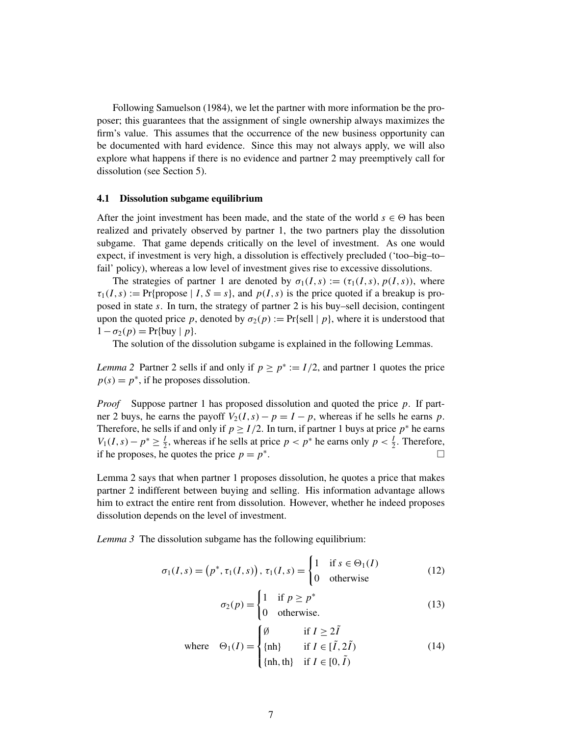Following Samuelson (1984), we let the partner with more information be the proposer; this guarantees that the assignment of single ownership always maximizes the firm's value. This assumes that the occurrence of the new business opportunity can be documented with hard evidence. Since this may not always apply, we will also explore what happens if there is no evidence and partner 2 may preemptively call for dissolution (see Section 5).

### 4.1 Dissolution subgame equilibrium

After the joint investment has been made, and the state of the world $s \in \Theta$ has been realized and privately observed by partner 1, the two partners play the dissolution subgame. That game depends critically on the level of investment. As one would expect, if investment is very high, a dissolution is effectively precluded ('too–big–to–fail' policy), whereas a low level of investment gives rise to excessive dissolutions.

The strategies of partner 1 are denoted by $\sigma_1(I,s) := (\tau_1(I,s), p(I,s))$, where $\tau_1(I,s) := \Pr\{\text{propose} \mid I, S = s\}$, and $p(I,s)$ is the price quoted if a breakup is proposed in state $s$. In turn, the strategy of partner 2 is his buy–sell decision, contingent upon the quoted price $p$, denoted by $\sigma_2(p) := \Pr\{\text{sell} \mid p\}$, where it is understood that $1 - \sigma_2(p) = \Pr\{\text{buy} \mid p\}$.

The solution of the dissolution subgame is explained in the following Lemmas.

*Lemma 2* Partner 2 sells if and only if $p \geq p^* := I/2$, and partner 1 quotes the price $p(s) = p^*$, if he proposes dissolution.

*Proof* Suppose partner 1 has proposed dissolution and quoted the price $p$. If partner 2 buys, he earns the payoff $V_2(I,s) - p = I - p$, whereas if he sells he earns $p$. Therefore, he sells if and only if $p \geq I/2$. In turn, if partner 1 buys at price $p^*$ he earns $V_1(I,s) - p^* \geq \frac{I}{2}$, whereas if he sells at price $p < p^*$ he earns only $p < \frac{I}{2}$. Therefore, if he proposes, he quotes the price $p = p^*$. □

Lemma 2 says that when partner 1 proposes dissolution, he quotes a price that makes partner 2 indifferent between buying and selling. His information advantage allows him to extract the entire rent from dissolution. However, whether he indeed proposes dissolution depends on the level of investment.

*Lemma 3* The dissolution subgame has the following equilibrium:

$$\sigma_1(I,s) = \left(p^*, \tau_1(I,s)\right), \; \tau_1(I,s) = \begin{cases} 1 & \text{if } s \in \Theta_1(I) \\ 0 & \text{otherwise} \end{cases} \tag{12}$$

$$\sigma_2(p) = \begin{cases} 1 & \text{if } p \geq p^* \\ 0 & \text{otherwise.} \end{cases} \tag{13}$$

$$\text{where} \quad \Theta_1(I) = \begin{cases} \emptyset & \text{if } I \geq 2\tilde{I} \\ \{\text{nh}\} & \text{if } I \in [\tilde{I}, 2\tilde{I}) \\ \{\text{nh}, \text{th}\} & \text{if } I \in [0, \tilde{I}) \end{cases} \tag{14}$$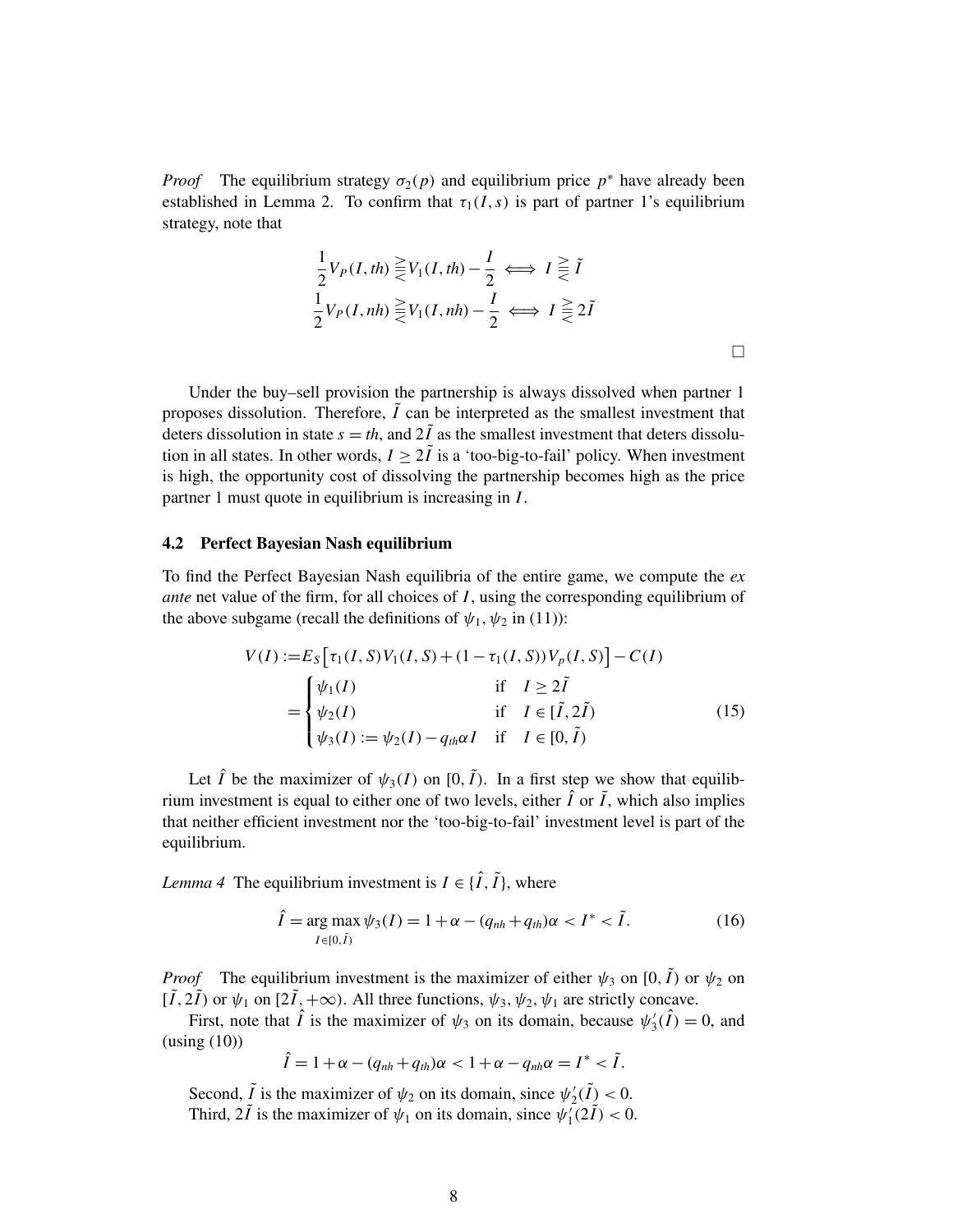*Proof* The equilibrium strategy $\sigma_2(p)$ and equilibrium price $p^*$ have already been established in Lemma 2. To confirm that $\tau_1(I,s)$ is part of partner 1's equilibrium strategy, note that

$$
\begin{aligned}
\frac{1}{2}V_P(I,th) \gtreqless V_1(I,th) - \frac{I}{2} &\iff I \gtreqless \tilde{I} \\
\frac{1}{2}V_P(I,nh) \gtreqless V_1(I,nh) - \frac{I}{2} &\iff I \gtreqless 2\tilde{I}
\end{aligned}
$$

□

Under the buy–sell provision the partnership is always dissolved when partner 1 proposes dissolution. Therefore, $\tilde{I}$ can be interpreted as the smallest investment that deters dissolution in state $s = th$, and $2\tilde{I}$ as the smallest investment that deters dissolution in all states. In other words, $I \geq 2\tilde{I}$ is a 'too-big-to-fail' policy. When investment is high, the opportunity cost of dissolving the partnership becomes high as the price partner 1 must quote in equilibrium is increasing in $I$.

### 4.2 Perfect Bayesian Nash equilibrium

To find the Perfect Bayesian Nash equilibria of the entire game, we compute the *ex ante* net value of the firm, for all choices of $I$, using the corresponding equilibrium of the above subgame (recall the definitions of $\psi_1, \psi_2$ in (11)):

$$
\begin{aligned}
V(I) :=& E_S\big[\tau_1(I,S)V_1(I,S) + (1-\tau_1(I,S))V_p(I,S)\big] - C(I) \\
=& \begin{cases} \psi_1(I) & \text{if} \quad I \geq 2\tilde{I} \\ \psi_2(I) & \text{if} \quad I \in [\tilde{I}, 2\tilde{I}) \\ \psi_3(I) := \psi_2(I) - q_{th}\alpha I & \text{if} \quad I \in [0, \tilde{I}) \end{cases}
\end{aligned} \tag{15}
$$

Let $\hat{I}$ be the maximizer of $\psi_3(I)$ on $[0, \tilde{I})$. In a first step we show that equilibrium investment is equal to either one of two levels, either $\hat{I}$ or $\tilde{I}$, which also implies that neither efficient investment nor the 'too-big-to-fail' investment level is part of the equilibrium.

*Lemma 4* The equilibrium investment is $I \in \{\hat{I}, \tilde{I}\}$, where

$$
\hat{I} = \underset{I \in [0,\tilde{I})}{\arg\max}\, \psi_3(I) = 1 + \alpha - (q_{nh} + q_{th})\alpha < I^* < \tilde{I}. \tag{16}
$$

*Proof* The equilibrium investment is the maximizer of either $\psi_3$ on $[0, \tilde{I})$ or $\psi_2$ on $[\tilde{I}, 2\tilde{I})$ or $\psi_1$ on $[2\tilde{I}, +\infty)$. All three functions, $\psi_3, \psi_2, \psi_1$ are strictly concave.

First, note that $\hat{I}$ is the maximizer of $\psi_3$ on its domain, because $\psi_3'(\hat{I}) = 0$, and (using (10))

$$
\hat{I} = 1 + \alpha - (q_{nh} + q_{th})\alpha < 1 + \alpha - q_{nh}\alpha = I^* < \tilde{I}.
$$

Second, $\tilde{I}$ is the maximizer of $\psi_2$ on its domain, since $\psi_2'(\tilde{I}) < 0$.
Third, $2\tilde{I}$ is the maximizer of $\psi_1$ on its domain, since $\psi_1'(2\tilde{I}) < 0$.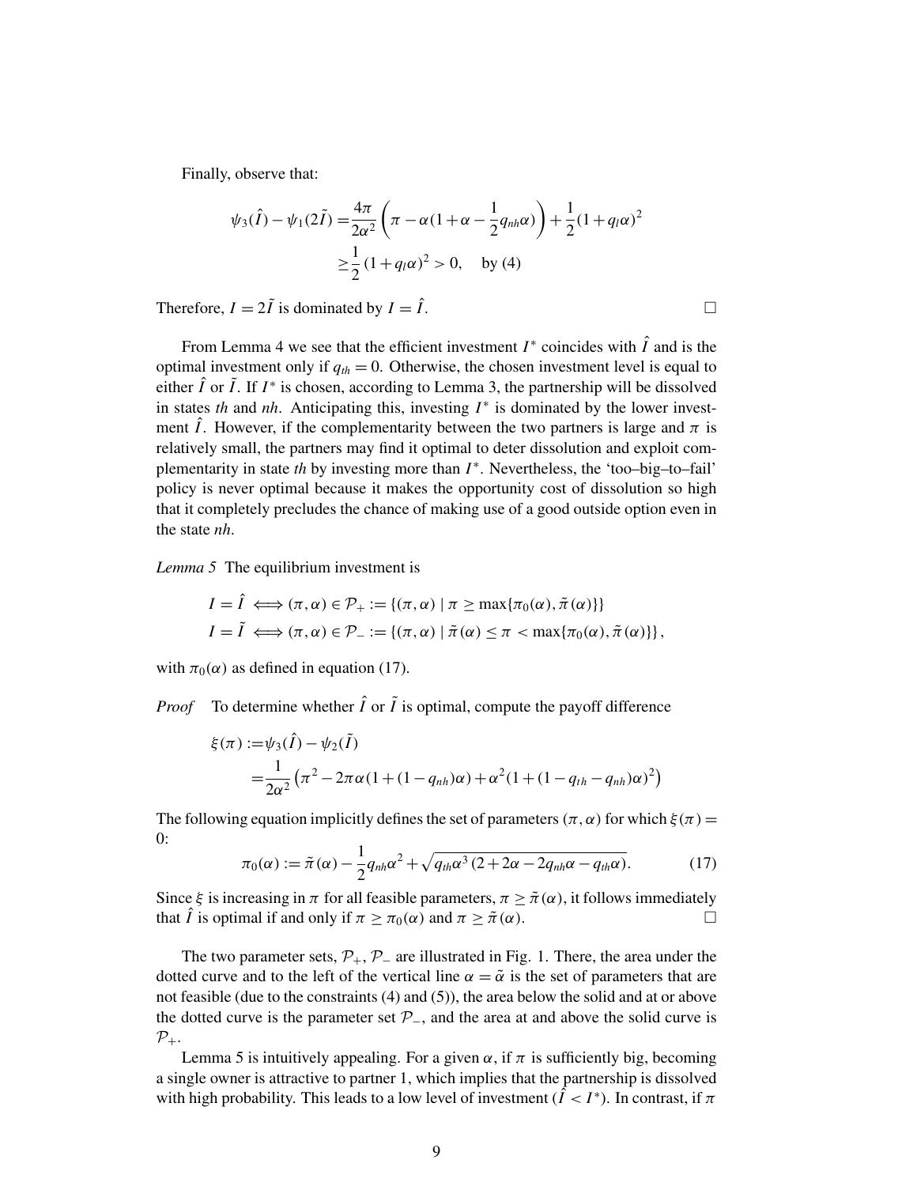Finally, observe that:

$$
\begin{aligned}
\psi_3(\hat{I}) - \psi_1(2\tilde{I}) =& \frac{4\pi}{2\alpha^2}\left(\pi - \alpha(1+\alpha - \frac{1}{2}q_{nh}\alpha)\right) + \frac{1}{2}(1+q_l\alpha)^2 \\
\geq& \frac{1}{2}(1+q_l\alpha)^2 > 0, \quad \text{by (4)}
\end{aligned}
$$

Therefore, $I = 2\tilde{I}$ is dominated by $I = \hat{I}$. □

From Lemma 4 we see that the efficient investment $I^*$ coincides with $\hat{I}$ and is the optimal investment only if $q_{th} = 0$. Otherwise, the chosen investment level is equal to either $\hat{I}$ or $\tilde{I}$. If $I^*$ is chosen, according to Lemma 3, the partnership will be dissolved in states *th* and *nh*. Anticipating this, investing $I^*$ is dominated by the lower investment $\hat{I}$. However, if the complementarity between the two partners is large and $\pi$ is relatively small, the partners may find it optimal to deter dissolution and exploit complementarity in state *th* by investing more than $I^*$. Nevertheless, the 'too–big–to–fail' policy is never optimal because it makes the opportunity cost of dissolution so high that it completely precludes the chance of making use of a good outside option even in the state *nh*.

*Lemma 5* The equilibrium investment is

$$
\begin{aligned}
I = \hat{I} &\iff (\pi,\alpha) \in \mathcal{P}_+ := \{(\pi,\alpha) \mid \pi \geq \max\{\pi_0(\alpha), \tilde{\pi}(\alpha)\}\} \\
I = \tilde{I} &\iff (\pi,\alpha) \in \mathcal{P}_- := \{(\pi,\alpha) \mid \tilde{\pi}(\alpha) \leq \pi < \max\{\pi_0(\alpha), \tilde{\pi}(\alpha)\}\},
\end{aligned}
$$

with $\pi_0(\alpha)$ as defined in equation (17).

*Proof* To determine whether $\hat{I}$ or $\tilde{I}$ is optimal, compute the payoff difference

$$
\begin{aligned}
\xi(\pi) :=& \psi_3(\hat{I}) - \psi_2(\tilde{I}) \\
=& \frac{1}{2\alpha^2}\left(\pi^2 - 2\pi\alpha(1+(1-q_{nh})\alpha) + \alpha^2(1+(1-q_{th}-q_{nh})\alpha)^2\right)
\end{aligned}
$$

The following equation implicitly defines the set of parameters $(\pi,\alpha)$ for which $\xi(\pi) = 0$:

$$
\pi_0(\alpha) := \tilde{\pi}(\alpha) - \frac{1}{2}q_{nh}\alpha^2 + \sqrt{q_{th}\alpha^3(2+2\alpha-2q_{nh}\alpha - q_{th}\alpha)}. \tag{17}
$$

Since $\xi$ is increasing in $\pi$ for all feasible parameters, $\pi \geq \tilde{\pi}(\alpha)$, it follows immediately that $\hat{I}$ is optimal if and only if $\pi \geq \pi_0(\alpha)$ and $\pi \geq \tilde{\pi}(\alpha)$. □

The two parameter sets, $\mathcal{P}_+, \mathcal{P}_-$ are illustrated in Fig. 1. There, the area under the dotted curve and to the left of the vertical line $\alpha = \tilde{\alpha}$ is the set of parameters that are not feasible (due to the constraints (4) and (5)), the area below the solid and at or above the dotted curve is the parameter set $\mathcal{P}_-$, and the area at and above the solid curve is $\mathcal{P}_+$.

Lemma 5 is intuitively appealing. For a given $\alpha$, if $\pi$ is sufficiently big, becoming a single owner is attractive to partner 1, which implies that the partnership is dissolved with high probability. This leads to a low level of investment ($\hat{I} < I^*$). In contrast, if $\pi$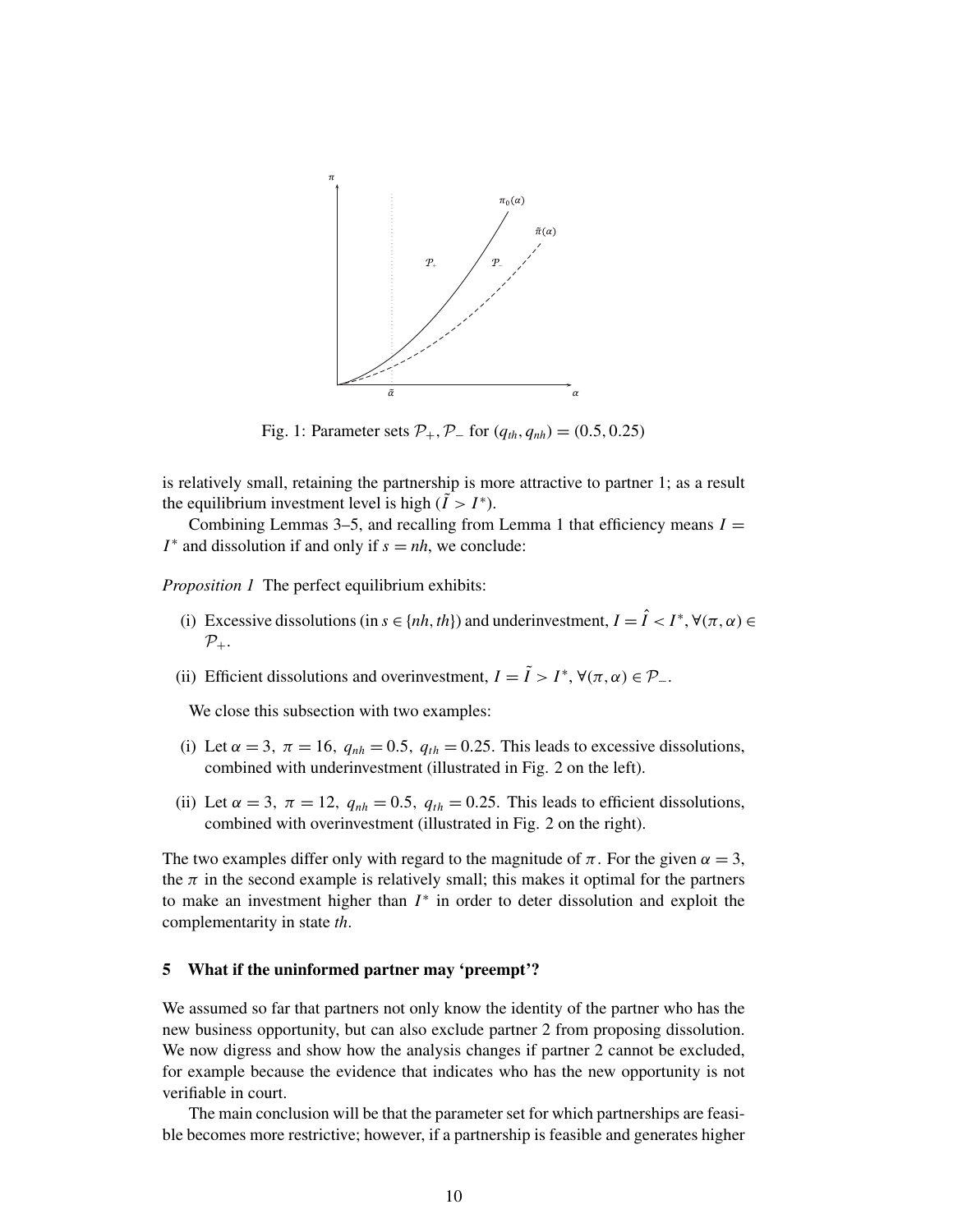Fig. 1: Parameter sets $\mathcal{P}_+, \mathcal{P}_-$ for $(q_{th}, q_{nh}) = (0.5, 0.25)$

is relatively small, retaining the partnership is more attractive to partner 1; as a result the equilibrium investment level is high ($\tilde{I} > I^*$).

Combining Lemmas 3–5, and recalling from Lemma 1 that efficiency means $I = I^*$ and dissolution if and only if $s = nh$, we conclude:

*Proposition 1* The perfect equilibrium exhibits:

(i) Excessive dissolutions (in $s \in \{nh, th\}$) and underinvestment, $I = \hat{I} < I^*$, $\forall(\pi, \alpha) \in \mathcal{P}_+$.

(ii) Efficient dissolutions and overinvestment, $I = \tilde{I} > I^*$, $\forall(\pi, \alpha) \in \mathcal{P}_-$.

We close this subsection with two examples:

(i) Let $\alpha = 3,\ \pi = 16,\ q_{nh} = 0.5,\ q_{th} = 0.25$. This leads to excessive dissolutions, combined with underinvestment (illustrated in Fig. 2 on the left).

(ii) Let $\alpha = 3,\ \pi = 12,\ q_{nh} = 0.5,\ q_{th} = 0.25$. This leads to efficient dissolutions, combined with overinvestment (illustrated in Fig. 2 on the right).

The two examples differ only with regard to the magnitude of $\pi$. For the given $\alpha = 3$, the $\pi$ in the second example is relatively small; this makes it optimal for the partners to make an investment higher than $I^*$ in order to deter dissolution and exploit the complementarity in state *th*.

## 5 What if the uninformed partner may 'preempt'?

We assumed so far that partners not only know the identity of the partner who has the new business opportunity, but can also exclude partner 2 from proposing dissolution. We now digress and show how the analysis changes if partner 2 cannot be excluded, for example because the evidence that indicates who has the new opportunity is not verifiable in court.

The main conclusion will be that the parameter set for which partnerships are feasible becomes more restrictive; however, if a partnership is feasible and generates higher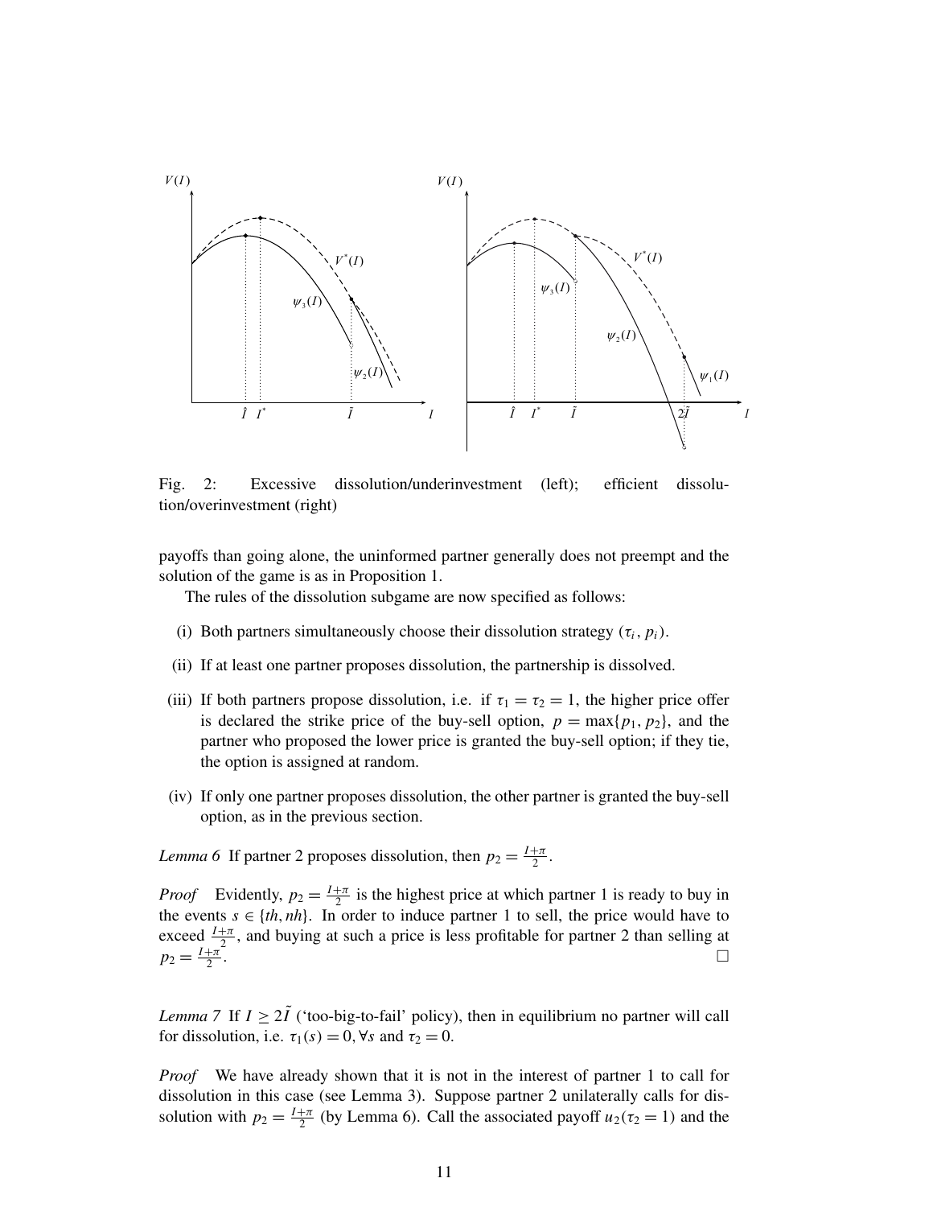Fig. 2: Excessive dissolution/underinvestment (left); efficient dissolution/overinvestment (right)

payoffs than going alone, the uninformed partner generally does not preempt and the solution of the game is as in Proposition 1.

The rules of the dissolution subgame are now specified as follows:

(i) Both partners simultaneously choose their dissolution strategy $(\tau_i, p_i)$.

(ii) If at least one partner proposes dissolution, the partnership is dissolved.

(iii) If both partners propose dissolution, i.e. if $\tau_1 = \tau_2 = 1$, the higher price offer is declared the strike price of the buy-sell option, $p = \max\{p_1, p_2\}$, and the partner who proposed the lower price is granted the buy-sell option; if they tie, the option is assigned at random.

(iv) If only one partner proposes dissolution, the other partner is granted the buy-sell option, as in the previous section.

*Lemma 6* If partner 2 proposes dissolution, then $p_2 = \frac{I+\pi}{2}$.

*Proof* Evidently, $p_2 = \frac{I+\pi}{2}$ is the highest price at which partner 1 is ready to buy in the events $s \in \{th, nh\}$. In order to induce partner 1 to sell, the price would have to exceed $\frac{I+\pi}{2}$, and buying at such a price is less profitable for partner 2 than selling at $p_2 = \frac{I+\pi}{2}$. □

*Lemma 7* If $I \geq 2\tilde{I}$ ('too-big-to-fail' policy), then in equilibrium no partner will call for dissolution, i.e. $\tau_1(s) = 0, \forall s$ and $\tau_2 = 0$.

*Proof* We have already shown that it is not in the interest of partner 1 to call for dissolution in this case (see Lemma 3). Suppose partner 2 unilaterally calls for dissolution with $p_2 = \frac{I+\pi}{2}$ (by Lemma 6). Call the associated payoff $u_2(\tau_2 = 1)$ and the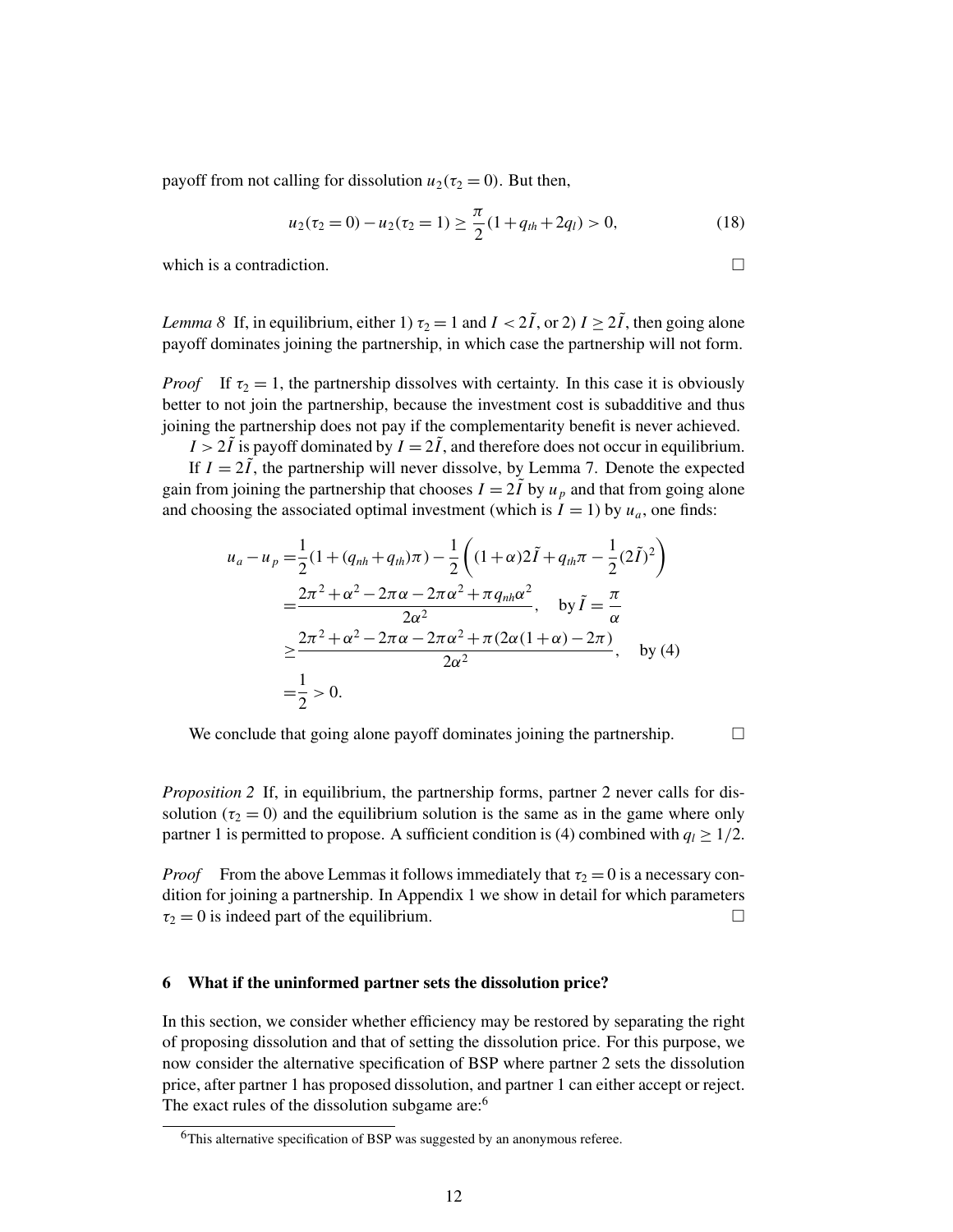payoff from not calling for dissolution $u_2(\tau_2 = 0)$. But then,

$$u_2(\tau_2 = 0) - u_2(\tau_2 = 1) \geq \frac{\pi}{2}(1 + q_{th} + 2q_l) > 0, \tag{18}$$

which is a contradiction. □

*Lemma 8* If, in equilibrium, either 1) $\tau_2 = 1$ and $I < 2\tilde{I}$, or 2) $I \geq 2\tilde{I}$, then going alone payoff dominates joining the partnership, in which case the partnership will not form.

*Proof* If $\tau_2 = 1$, the partnership dissolves with certainty. In this case it is obviously better to not join the partnership, because the investment cost is subadditive and thus joining the partnership does not pay if the complementarity benefit is never achieved.

$I > 2\tilde{I}$ is payoff dominated by $I = 2\tilde{I}$, and therefore does not occur in equilibrium.

If $I = 2\tilde{I}$, the partnership will never dissolve, by Lemma 7. Denote the expected gain from joining the partnership that chooses $I = 2\tilde{I}$ by $u_p$ and that from going alone and choosing the associated optimal investment (which is $I = 1$) by $u_a$, one finds:

$$\begin{aligned}
u_a - u_p =& \frac{1}{2}(1 + (q_{nh} + q_{th})\pi) - \frac{1}{2}\left((1+\alpha)2\tilde{I} + q_{th}\pi - \frac{1}{2}(2\tilde{I})^2\right) \\
=& \frac{2\pi^2 + \alpha^2 - 2\pi\alpha - 2\pi\alpha^2 + \pi q_{nh}\alpha^2}{2\alpha^2}, \quad \text{by } \tilde{I} = \frac{\pi}{\alpha} \\
\geq& \frac{2\pi^2 + \alpha^2 - 2\pi\alpha - 2\pi\alpha^2 + \pi(2\alpha(1+\alpha) - 2\pi)}{2\alpha^2}, \quad \text{by (4)} \\
=& \frac{1}{2} > 0.
\end{aligned}$$

We conclude that going alone payoff dominates joining the partnership. □

*Proposition 2* If, in equilibrium, the partnership forms, partner 2 never calls for dissolution ($\tau_2 = 0$) and the equilibrium solution is the same as in the game where only partner 1 is permitted to propose. A sufficient condition is (4) combined with $q_l \geq 1/2$.

*Proof* From the above Lemmas it follows immediately that $\tau_2 = 0$ is a necessary condition for joining a partnership. In Appendix 1 we show in detail for which parameters $\tau_2 = 0$ is indeed part of the equilibrium. □

## 6 What if the uninformed partner sets the dissolution price?

In this section, we consider whether efficiency may be restored by separating the right of proposing dissolution and that of setting the dissolution price. For this purpose, we now consider the alternative specification of BSP where partner 2 sets the dissolution price, after partner 1 has proposed dissolution, and partner 1 can either accept or reject. The exact rules of the dissolution subgame are:[6]

[6] This alternative specification of BSP was suggested by an anonymous referee.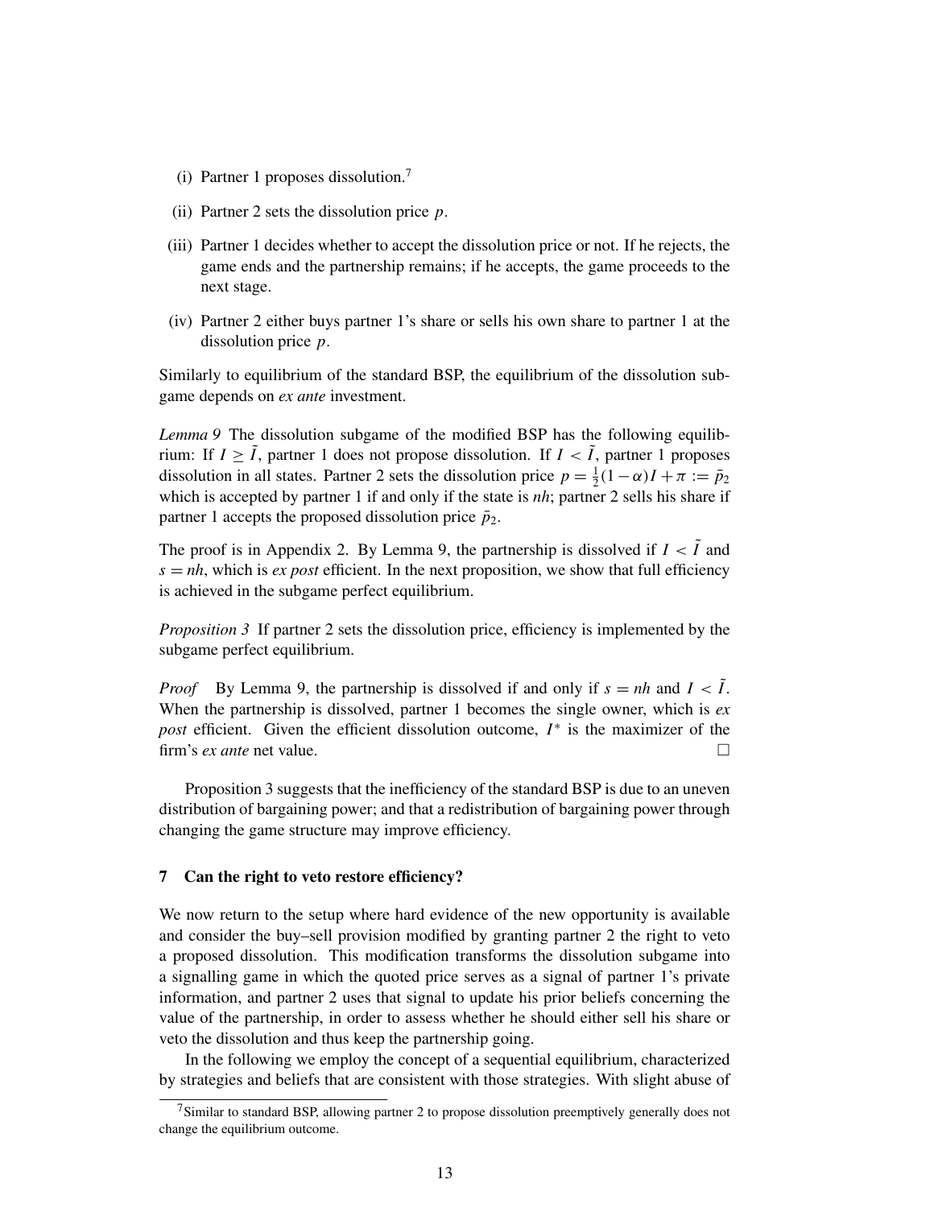(i) Partner 1 proposes dissolution.[7]

(ii) Partner 2 sets the dissolution price $p$.

(iii) Partner 1 decides whether to accept the dissolution price or not. If he rejects, the game ends and the partnership remains; if he accepts, the game proceeds to the next stage.

(iv) Partner 2 either buys partner 1's share or sells his own share to partner 1 at the dissolution price $p$.

Similarly to equilibrium of the standard BSP, the equilibrium of the dissolution subgame depends on *ex ante* investment.

*Lemma 9* The dissolution subgame of the modified BSP has the following equilibrium: If $I \geq \tilde{I}$, partner 1 does not propose dissolution. If $I < \tilde{I}$, partner 1 proposes dissolution in all states. Partner 2 sets the dissolution price $p = \frac{1}{2}(1-\alpha)I + \pi := \bar{p}_2$ which is accepted by partner 1 if and only if the state is *nh*; partner 2 sells his share if partner 1 accepts the proposed dissolution price $\bar{p}_2$.

The proof is in Appendix 2. By Lemma 9, the partnership is dissolved if $I < \tilde{I}$ and $s = nh$, which is *ex post* efficient. In the next proposition, we show that full efficiency is achieved in the subgame perfect equilibrium.

*Proposition 3* If partner 2 sets the dissolution price, efficiency is implemented by the subgame perfect equilibrium.

*Proof* By Lemma 9, the partnership is dissolved if and only if $s = nh$ and $I < \tilde{I}$. When the partnership is dissolved, partner 1 becomes the single owner, which is *ex post* efficient. Given the efficient dissolution outcome, $I^*$ is the maximizer of the firm's *ex ante* net value. □

Proposition 3 suggests that the inefficiency of the standard BSP is due to an uneven distribution of bargaining power; and that a redistribution of bargaining power through changing the game structure may improve efficiency.

## 7 Can the right to veto restore efficiency?

We now return to the setup where hard evidence of the new opportunity is available and consider the buy–sell provision modified by granting partner 2 the right to veto a proposed dissolution. This modification transforms the dissolution subgame into a signalling game in which the quoted price serves as a signal of partner 1's private information, and partner 2 uses that signal to update his prior beliefs concerning the value of the partnership, in order to assess whether he should either sell his share or veto the dissolution and thus keep the partnership going.

In the following we employ the concept of a sequential equilibrium, characterized by strategies and beliefs that are consistent with those strategies. With slight abuse of

[7] Similar to standard BSP, allowing partner 2 to propose dissolution preemptively generally does not change the equilibrium outcome.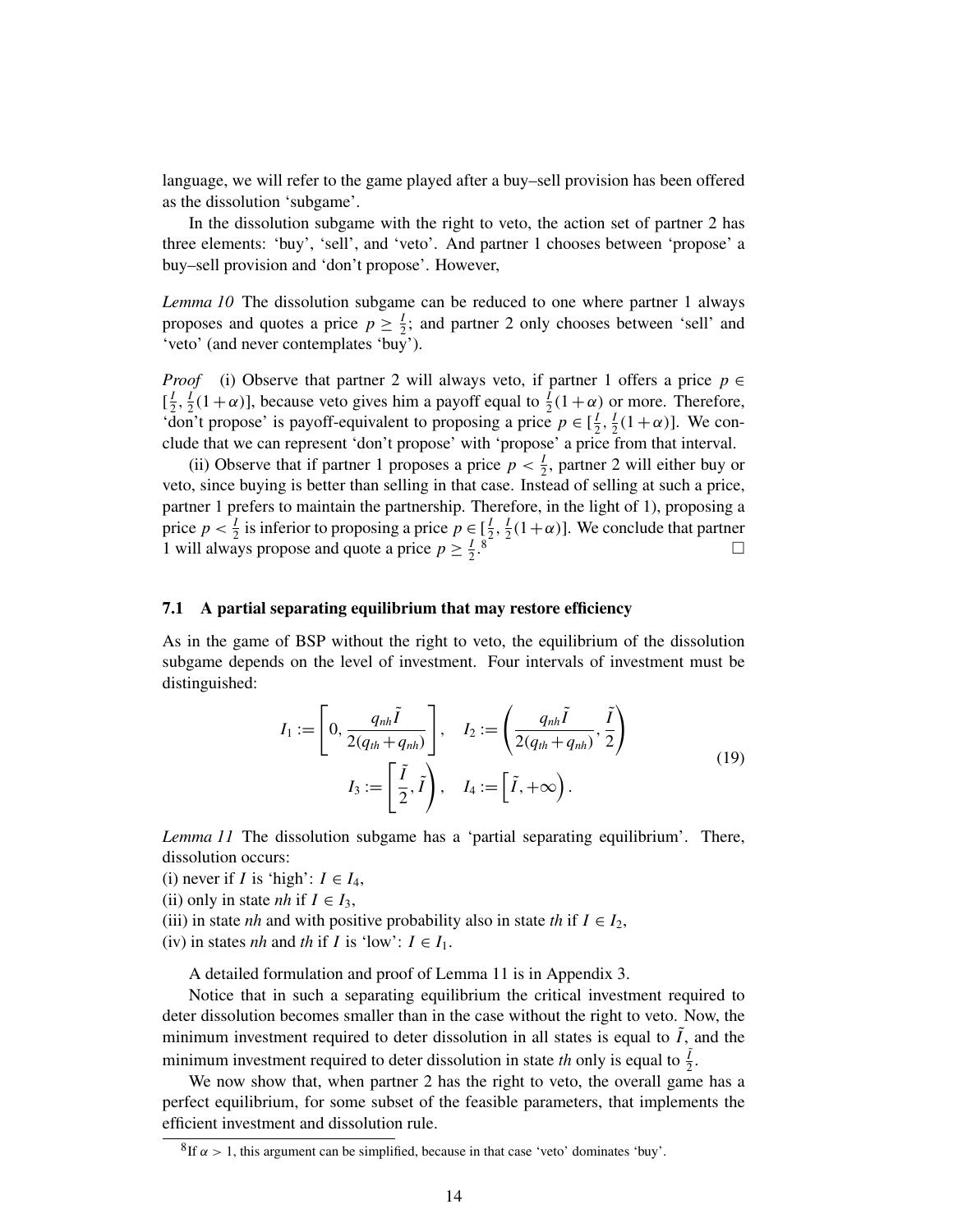language, we will refer to the game played after a buy–sell provision has been offered as the dissolution 'subgame'.

In the dissolution subgame with the right to veto, the action set of partner 2 has three elements: 'buy', 'sell', and 'veto'. And partner 1 chooses between 'propose' a buy–sell provision and 'don't propose'. However,

*Lemma 10* The dissolution subgame can be reduced to one where partner 1 always proposes and quotes a price $p \geq \frac{I}{2}$; and partner 2 only chooses between 'sell' and 'veto' (and never contemplates 'buy').

*Proof* (i) Observe that partner 2 will always veto, if partner 1 offers a price $p \in [\frac{I}{2}, \frac{I}{2}(1+\alpha)]$, because veto gives him a payoff equal to $\frac{I}{2}(1+\alpha)$ or more. Therefore, 'don't propose' is payoff-equivalent to proposing a price $p \in [\frac{I}{2}, \frac{I}{2}(1+\alpha)]$. We conclude that we can represent 'don't propose' with 'propose' a price from that interval.

(ii) Observe that if partner 1 proposes a price $p < \frac{I}{2}$, partner 2 will either buy or veto, since buying is better than selling in that case. Instead of selling at such a price, partner 1 prefers to maintain the partnership. Therefore, in the light of 1), proposing a price $p < \frac{I}{2}$ is inferior to proposing a price $p \in [\frac{I}{2}, \frac{I}{2}(1+\alpha)]$. We conclude that partner 1 will always propose and quote a price $p \geq \frac{I}{2}$.[8] □

### 7.1 A partial separating equilibrium that may restore efficiency

As in the game of BSP without the right to veto, the equilibrium of the dissolution subgame depends on the level of investment. Four intervals of investment must be distinguished:

$$I_1 := \left[0, \frac{q_{nh}\tilde{I}}{2(q_{th}+q_{nh})}\right], \quad I_2 := \left(\frac{q_{nh}\tilde{I}}{2(q_{th}+q_{nh})}, \frac{\tilde{I}}{2}\right)$$
$$I_3 := \left[\frac{\tilde{I}}{2}, \tilde{I}\right), \quad I_4 := \left[\tilde{I}, +\infty\right). \tag{19}$$

*Lemma 11* The dissolution subgame has a 'partial separating equilibrium'. There, dissolution occurs:
(i) never if $I$ is 'high': $I \in I_4$,
(ii) only in state *nh* if $I \in I_3$,
(iii) in state *nh* and with positive probability also in state *th* if $I \in I_2$,
(iv) in states *nh* and *th* if $I$ is 'low': $I \in I_1$.

A detailed formulation and proof of Lemma 11 is in Appendix 3.

Notice that in such a separating equilibrium the critical investment required to deter dissolution becomes smaller than in the case without the right to veto. Now, the minimum investment required to deter dissolution in all states is equal to $\tilde{I}$, and the minimum investment required to deter dissolution in state *th* only is equal to $\frac{\tilde{I}}{2}$.

We now show that, when partner 2 has the right to veto, the overall game has a perfect equilibrium, for some subset of the feasible parameters, that implements the efficient investment and dissolution rule.

[8] If $\alpha > 1$, this argument can be simplified, because in that case 'veto' dominates 'buy'.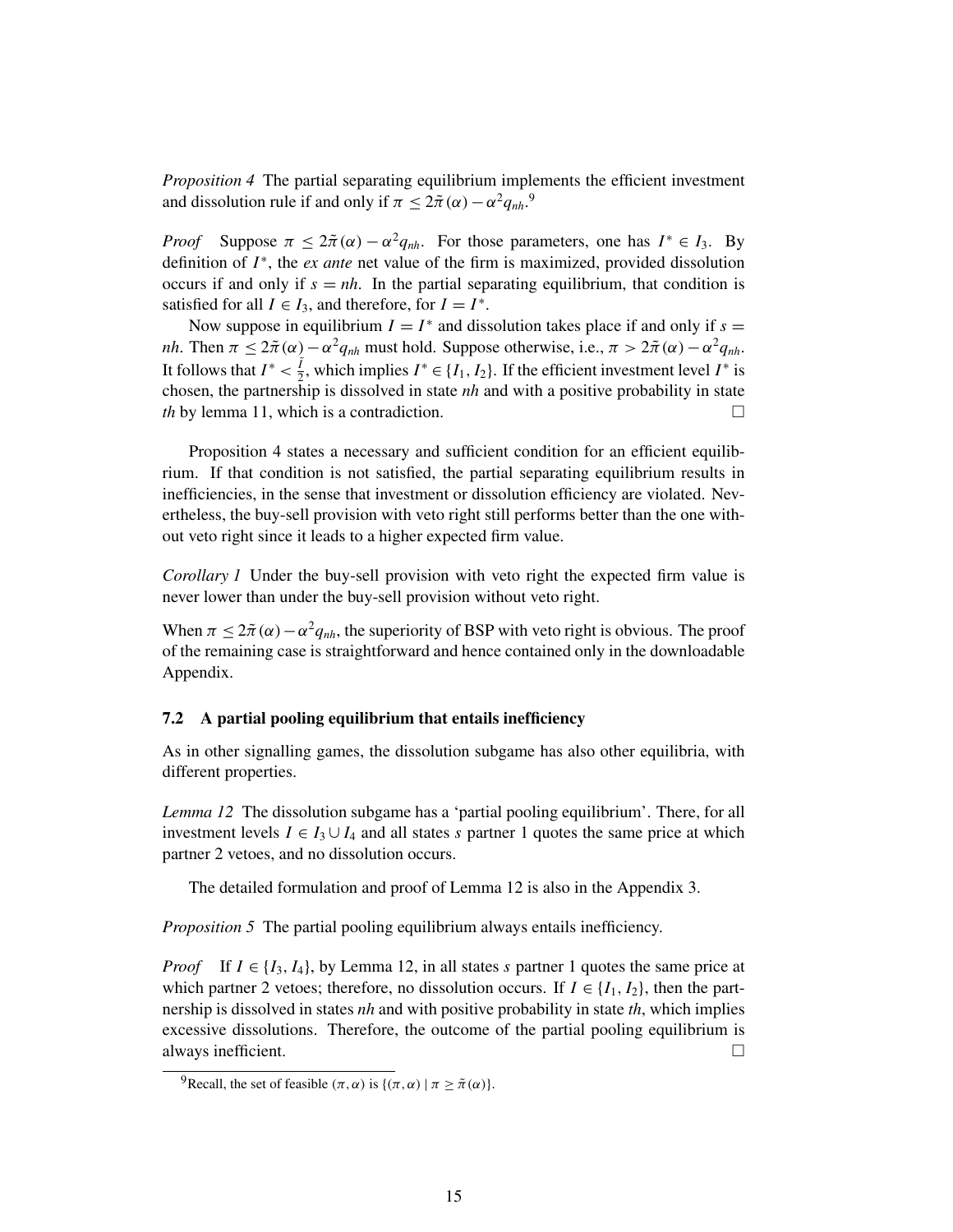*Proposition 4* The partial separating equilibrium implements the efficient investment and dissolution rule if and only if $\pi \leq 2\tilde{\pi}(\alpha) - \alpha^2 q_{nh}$.[9]

*Proof* Suppose $\pi \leq 2\tilde{\pi}(\alpha) - \alpha^2 q_{nh}$. For those parameters, one has $I^* \in I_3$. By definition of $I^*$, the *ex ante* net value of the firm is maximized, provided dissolution occurs if and only if $s = nh$. In the partial separating equilibrium, that condition is satisfied for all $I \in I_3$, and therefore, for $I = I^*$.

Now suppose in equilibrium $I = I^*$ and dissolution takes place if and only if $s = nh$. Then $\pi \leq 2\tilde{\pi}(\alpha) - \alpha^2 q_{nh}$ must hold. Suppose otherwise, i.e., $\pi > 2\tilde{\pi}(\alpha) - \alpha^2 q_{nh}$. It follows that $I^* < \frac{\bar{I}}{2}$, which implies $I^* \in \{I_1, I_2\}$. If the efficient investment level $I^*$ is chosen, the partnership is dissolved in state *nh* and with a positive probability in state *th* by lemma 11, which is a contradiction. □

Proposition 4 states a necessary and sufficient condition for an efficient equilibrium. If that condition is not satisfied, the partial separating equilibrium results in inefficiencies, in the sense that investment or dissolution efficiency are violated. Nevertheless, the buy-sell provision with veto right still performs better than the one without veto right since it leads to a higher expected firm value.

*Corollary 1* Under the buy-sell provision with veto right the expected firm value is never lower than under the buy-sell provision without veto right.

When $\pi \leq 2\tilde{\pi}(\alpha) - \alpha^2 q_{nh}$, the superiority of BSP with veto right is obvious. The proof of the remaining case is straightforward and hence contained only in the downloadable Appendix.

### 7.2 A partial pooling equilibrium that entails inefficiency

As in other signalling games, the dissolution subgame has also other equilibria, with different properties.

*Lemma 12* The dissolution subgame has a 'partial pooling equilibrium'. There, for all investment levels $I \in I_3 \cup I_4$ and all states $s$ partner 1 quotes the same price at which partner 2 vetoes, and no dissolution occurs.

The detailed formulation and proof of Lemma 12 is also in the Appendix 3.

*Proposition 5* The partial pooling equilibrium always entails inefficiency.

*Proof* If $I \in \{I_3, I_4\}$, by Lemma 12, in all states $s$ partner 1 quotes the same price at which partner 2 vetoes; therefore, no dissolution occurs. If $I \in \{I_1, I_2\}$, then the partnership is dissolved in states *nh* and with positive probability in state *th*, which implies excessive dissolutions. Therefore, the outcome of the partial pooling equilibrium is always inefficient. □

[9] Recall, the set of feasible $(\pi, \alpha)$ is $\{(\pi, \alpha) \mid \pi \geq \tilde{\pi}(\alpha)\}$.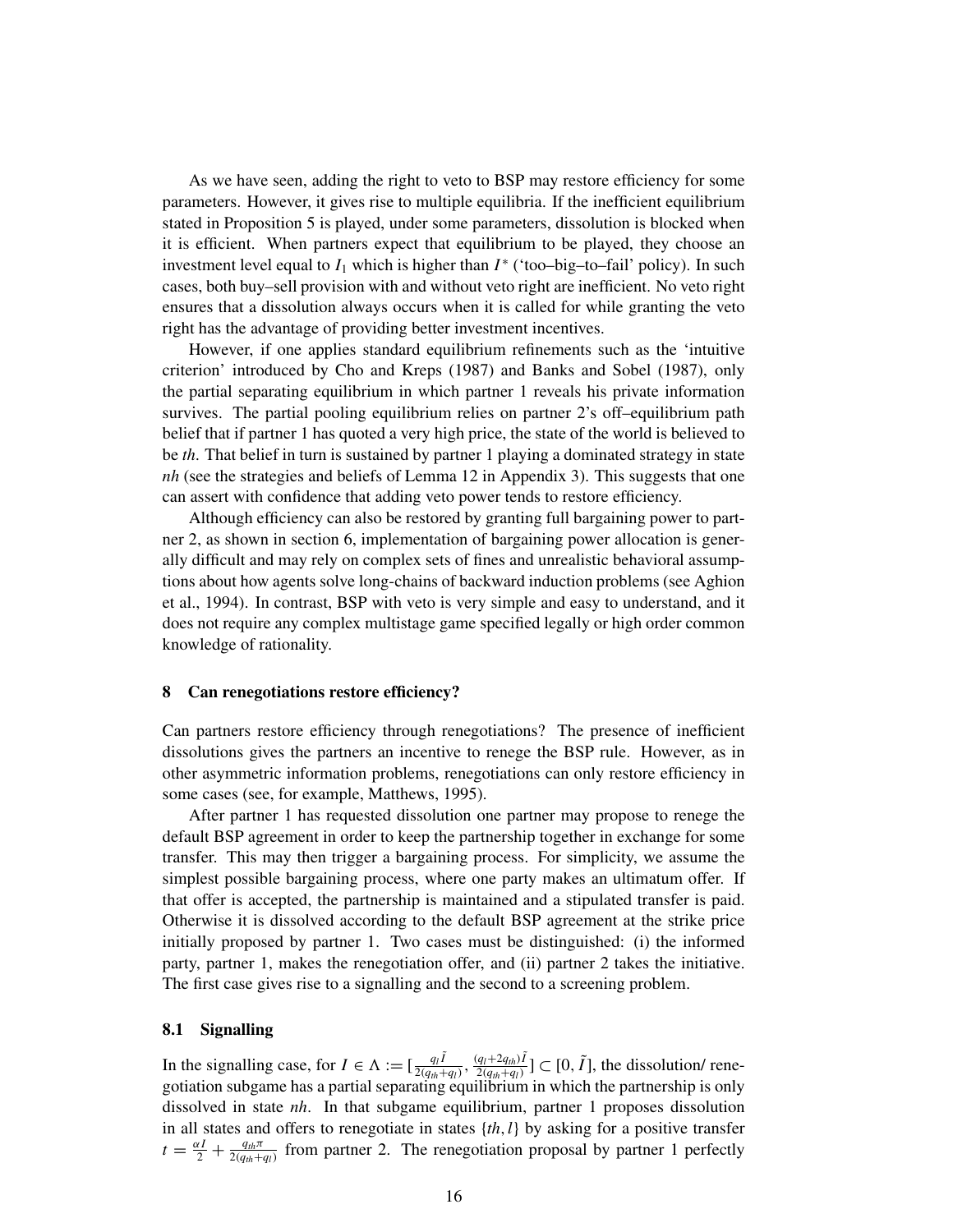As we have seen, adding the right to veto to BSP may restore efficiency for some parameters. However, it gives rise to multiple equilibria. If the inefficient equilibrium stated in Proposition 5 is played, under some parameters, dissolution is blocked when it is efficient. When partners expect that equilibrium to be played, they choose an investment level equal to $I_1$ which is higher than $I^*$ ('too–big–to–fail' policy). In such cases, both buy–sell provision with and without veto right are inefficient. No veto right ensures that a dissolution always occurs when it is called for while granting the veto right has the advantage of providing better investment incentives.

However, if one applies standard equilibrium refinements such as the 'intuitive criterion' introduced by Cho and Kreps (1987) and Banks and Sobel (1987), only the partial separating equilibrium in which partner 1 reveals his private information survives. The partial pooling equilibrium relies on partner 2's off–equilibrium path belief that if partner 1 has quoted a very high price, the state of the world is believed to be *th*. That belief in turn is sustained by partner 1 playing a dominated strategy in state *nh* (see the strategies and beliefs of Lemma 12 in Appendix 3). This suggests that one can assert with confidence that adding veto power tends to restore efficiency.

Although efficiency can also be restored by granting full bargaining power to partner 2, as shown in section 6, implementation of bargaining power allocation is generally difficult and may rely on complex sets of fines and unrealistic behavioral assumptions about how agents solve long-chains of backward induction problems (see Aghion et al., 1994). In contrast, BSP with veto is very simple and easy to understand, and it does not require any complex multistage game specified legally or high order common knowledge of rationality.

## 8 Can renegotiations restore efficiency?

Can partners restore efficiency through renegotiations? The presence of inefficient dissolutions gives the partners an incentive to renege the BSP rule. However, as in other asymmetric information problems, renegotiations can only restore efficiency in some cases (see, for example, Matthews, 1995).

After partner 1 has requested dissolution one partner may propose to renege the default BSP agreement in order to keep the partnership together in exchange for some transfer. This may then trigger a bargaining process. For simplicity, we assume the simplest possible bargaining process, where one party makes an ultimatum offer. If that offer is accepted, the partnership is maintained and a stipulated transfer is paid. Otherwise it is dissolved according to the default BSP agreement at the strike price initially proposed by partner 1. Two cases must be distinguished: (i) the informed party, partner 1, makes the renegotiation offer, and (ii) partner 2 takes the initiative. The first case gives rise to a signalling and the second to a screening problem.

### 8.1 Signalling

In the signalling case, for $I \in \Lambda := [\frac{q_l \tilde{I}}{2(q_{th}+q_l)}, \frac{(q_l+2q_{th})\tilde{I}}{2(q_{th}+q_l)}] \subset [0, \tilde{I}]$, the dissolution/ renegotiation subgame has a partial separating equilibrium in which the partnership is only dissolved in state *nh*. In that subgame equilibrium, partner 1 proposes dissolution in all states and offers to renegotiate in states $\{th, l\}$ by asking for a positive transfer $t = \frac{\alpha I}{2} + \frac{q_{th}\pi}{2(q_{th}+q_l)}$ from partner 2. The renegotiation proposal by partner 1 perfectly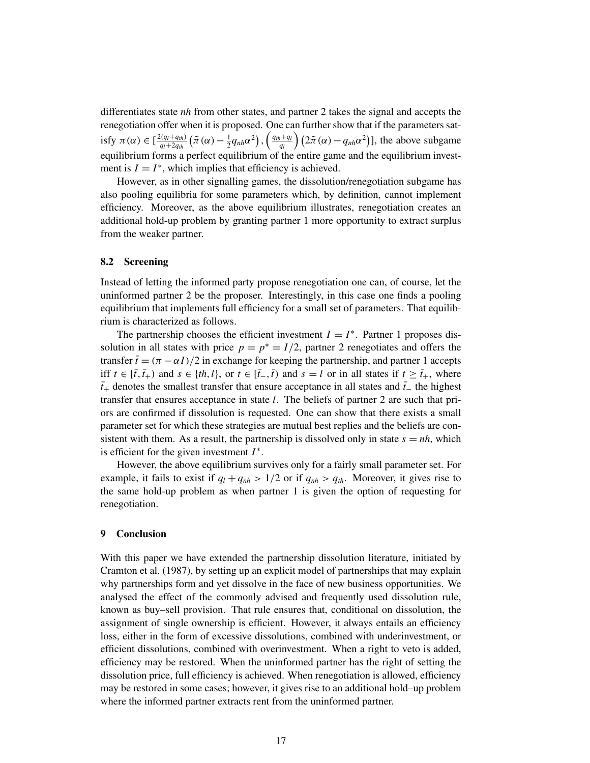differentiates state *nh* from other states, and partner 2 takes the signal and accepts the renegotiation offer when it is proposed. One can further show that if the parameters satisfy $\pi(\alpha) \in [\frac{2(q_l+q_{th})}{q_l+2q_{th}}\left(\tilde{\pi}(\alpha) - \frac{1}{2}q_{nh}\alpha^2\right), \left(\frac{q_{th}+q_l}{q_l}\right)\left(2\tilde{\pi}(\alpha) - q_{nh}\alpha^2\right)]$, the above subgame equilibrium forms a perfect equilibrium of the entire game and the equilibrium investment is $I = I^*$, which implies that efficiency is achieved.

However, as in other signalling games, the dissolution/renegotiation subgame has also pooling equilibria for some parameters which, by definition, cannot implement efficiency. Moreover, as the above equilibrium illustrates, renegotiation creates an additional hold-up problem by granting partner 1 more opportunity to extract surplus from the weaker partner.

### 8.2 Screening

Instead of letting the informed party propose renegotiation one can, of course, let the uninformed partner 2 be the proposer. Interestingly, in this case one finds a pooling equilibrium that implements full efficiency for a small set of parameters. That equilibrium is characterized as follows.

The partnership chooses the efficient investment $I = I^*$. Partner 1 proposes dissolution in all states with price $p = p^* = I/2$, partner 2 renegotiates and offers the transfer $\bar{t} = (\pi - \alpha I)/2$ in exchange for keeping the partnership, and partner 1 accepts iff $t \in [\bar{t}, \bar{t}_+)$ and $s \in \{th, l\}$, or $t \in [\bar{t}_-, \bar{t})$ and $s = l$ or in all states if $t \geq \bar{t}_+$, where $\bar{t}_+$ denotes the smallest transfer that ensure acceptance in all states and $\bar{t}_-$ the highest transfer that ensures acceptance in state $l$. The beliefs of partner 2 are such that priors are confirmed if dissolution is requested. One can show that there exists a small parameter set for which these strategies are mutual best replies and the beliefs are consistent with them. As a result, the partnership is dissolved only in state $s = nh$, which is efficient for the given investment $I^*$.

However, the above equilibrium survives only for a fairly small parameter set. For example, it fails to exist if $q_l + q_{nh} > 1/2$ or if $q_{nh} > q_{th}$. Moreover, it gives rise to the same hold-up problem as when partner 1 is given the option of requesting for renegotiation.

## 9 Conclusion

With this paper we have extended the partnership dissolution literature, initiated by Cramton et al. (1987), by setting up an explicit model of partnerships that may explain why partnerships form and yet dissolve in the face of new business opportunities. We analysed the effect of the commonly advised and frequently used dissolution rule, known as buy–sell provision. That rule ensures that, conditional on dissolution, the assignment of single ownership is efficient. However, it always entails an efficiency loss, either in the form of excessive dissolutions, combined with underinvestment, or efficient dissolutions, combined with overinvestment. When a right to veto is added, efficiency may be restored. When the uninformed partner has the right of setting the dissolution price, full efficiency is achieved. When renegotiation is allowed, efficiency may be restored in some cases; however, it gives rise to an additional hold–up problem where the informed partner extracts rent from the uninformed partner.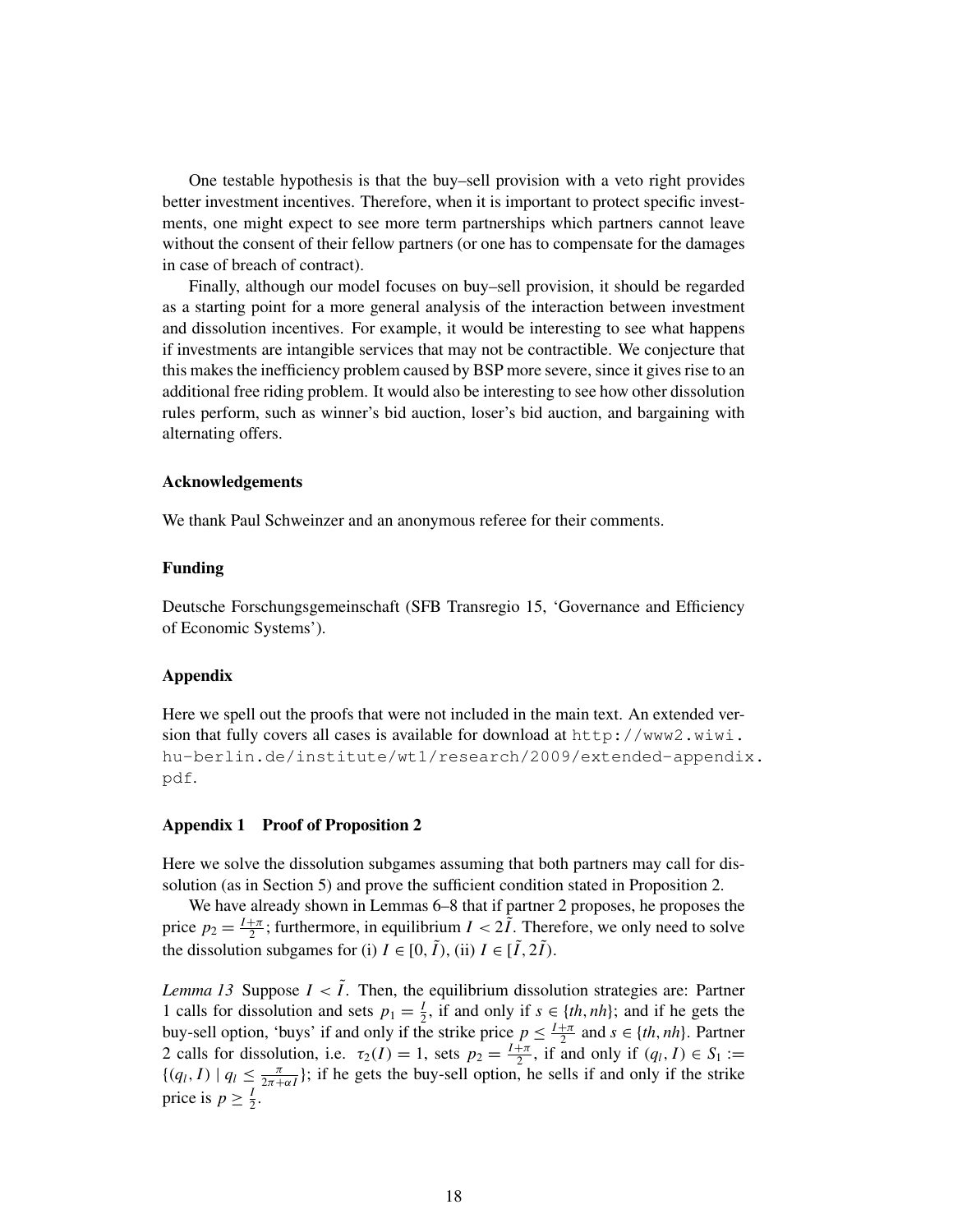One testable hypothesis is that the buy–sell provision with a veto right provides better investment incentives. Therefore, when it is important to protect specific investments, one might expect to see more term partnerships which partners cannot leave without the consent of their fellow partners (or one has to compensate for the damages in case of breach of contract).

Finally, although our model focuses on buy–sell provision, it should be regarded as a starting point for a more general analysis of the interaction between investment and dissolution incentives. For example, it would be interesting to see what happens if investments are intangible services that may not be contractible. We conjecture that this makes the inefficiency problem caused by BSP more severe, since it gives rise to an additional free riding problem. It would also be interesting to see how other dissolution rules perform, such as winner's bid auction, loser's bid auction, and bargaining with alternating offers.

### Acknowledgements

We thank Paul Schweinzer and an anonymous referee for their comments.

### Funding

Deutsche Forschungsgemeinschaft (SFB Transregio 15, 'Governance and Efficiency of Economic Systems').

### Appendix

Here we spell out the proofs that were not included in the main text. An extended version that fully covers all cases is available for download at http://www2.wiwi.hu-berlin.de/institute/wt1/research/2009/extended-appendix.pdf.

### Appendix 1 Proof of Proposition 2

Here we solve the dissolution subgames assuming that both partners may call for dissolution (as in Section 5) and prove the sufficient condition stated in Proposition 2.

We have already shown in Lemmas 6–8 that if partner 2 proposes, he proposes the price $p_2 = \frac{I+\pi}{2}$; furthermore, in equilibrium $I < 2\tilde{I}$. Therefore, we only need to solve the dissolution subgames for (i) $I \in [0, \tilde{I})$, (ii) $I \in [\tilde{I}, 2\tilde{I})$.

*Lemma 13* Suppose $I < \tilde{I}$. Then, the equilibrium dissolution strategies are: Partner 1 calls for dissolution and sets $p_1 = \frac{I}{2}$, if and only if $s \in \{th, nh\}$; and if he gets the buy-sell option, 'buys' if and only if the strike price $p \leq \frac{I+\pi}{2}$ and $s \in \{th, nh\}$. Partner 2 calls for dissolution, i.e. $\tau_2(I) = 1$, sets $p_2 = \frac{I+\pi}{2}$, if and only if $(q_l, I) \in S_1 := \{(q_l, I) \mid q_l \leq \frac{\pi}{2\pi+\alpha I}\}$; if he gets the buy-sell option, he sells if and only if the strike price is $p \geq \frac{I}{2}$.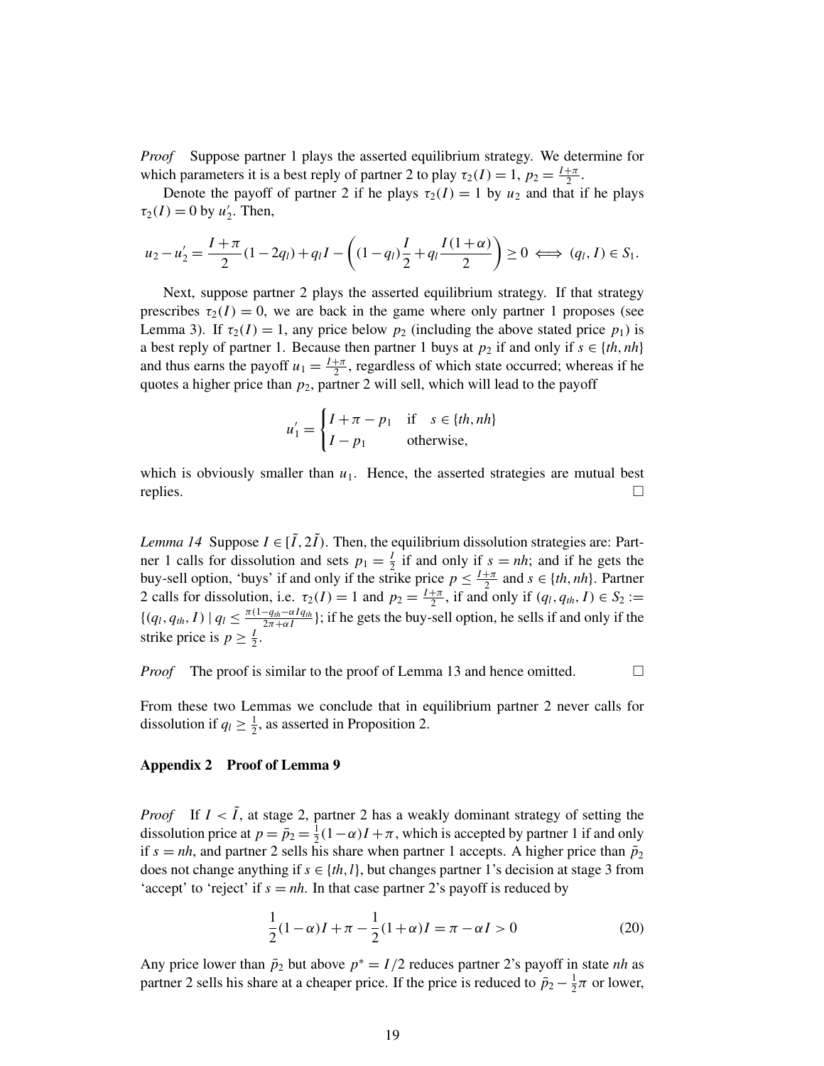*Proof* Suppose partner 1 plays the asserted equilibrium strategy. We determine for which parameters it is a best reply of partner 2 to play $\tau_2(I) = 1$, $p_2 = \frac{I+\pi}{2}$.

Denote the payoff of partner 2 if he plays $\tau_2(I) = 1$ by $u_2$ and that if he plays $\tau_2(I) = 0$ by $u_2'$. Then,

$$u_2 - u_2' = \frac{I+\pi}{2}(1-2q_l) + q_l I - \left((1-q_l)\frac{I}{2} + q_l \frac{I(1+\alpha)}{2}\right) \geq 0 \iff (q_l, I) \in S_1.$$

Next, suppose partner 2 plays the asserted equilibrium strategy. If that strategy prescribes $\tau_2(I) = 0$, we are back in the game where only partner 1 proposes (see Lemma 3). If $\tau_2(I) = 1$, any price below $p_2$ (including the above stated price $p_1$) is a best reply of partner 1. Because then partner 1 buys at $p_2$ if and only if $s \in \{th, nh\}$ and thus earns the payoff $u_1 = \frac{I+\pi}{2}$, regardless of which state occurred; whereas if he quotes a higher price than $p_2$, partner 2 will sell, which will lead to the payoff

$$u_1' = \begin{cases} I + \pi - p_1 & \text{if} \quad s \in \{th, nh\} \\ I - p_1 & \text{otherwise,} \end{cases}$$

which is obviously smaller than $u_1$. Hence, the asserted strategies are mutual best replies. □

*Lemma 14* Suppose $I \in [\tilde{I}, 2\tilde{I})$. Then, the equilibrium dissolution strategies are: Partner 1 calls for dissolution and sets $p_1 = \frac{I}{2}$ if and only if $s = nh$; and if he gets the buy-sell option, 'buys' if and only if the strike price $p \leq \frac{I+\pi}{2}$ and $s \in \{th, nh\}$. Partner 2 calls for dissolution, i.e. $\tau_2(I) = 1$ and $p_2 = \frac{I+\pi}{2}$, if and only if $(q_l, q_{th}, I) \in S_2 := \{(q_l, q_{th}, I) \mid q_l \leq \frac{\pi(1-q_{th}-\alpha I q_{th}}{2\pi+\alpha I}\}$; if he gets the buy-sell option, he sells if and only if the strike price is $p \geq \frac{I}{2}$.

*Proof* The proof is similar to the proof of Lemma 13 and hence omitted. □

From these two Lemmas we conclude that in equilibrium partner 2 never calls for dissolution if $q_l \geq \frac{1}{2}$, as asserted in Proposition 2.

## Appendix 2 Proof of Lemma 9

*Proof* If $I < \tilde{I}$, at stage 2, partner 2 has a weakly dominant strategy of setting the dissolution price at $p = \bar{p}_2 = \frac{1}{2}(1-\alpha)I + \pi$, which is accepted by partner 1 if and only if $s = nh$, and partner 2 sells his share when partner 1 accepts. A higher price than $\bar{p}_2$ does not change anything if $s \in \{th, l\}$, but changes partner 1's decision at stage 3 from 'accept' to 'reject' if $s = nh$. In that case partner 2's payoff is reduced by

$$\frac{1}{2}(1-\alpha)I + \pi - \frac{1}{2}(1+\alpha)I = \pi - \alpha I > 0 \tag{20}$$

Any price lower than $\bar{p}_2$ but above $p^* = I/2$ reduces partner 2's payoff in state *nh* as partner 2 sells his share at a cheaper price. If the price is reduced to $\bar{p}_2 - \frac{1}{2}\pi$ or lower,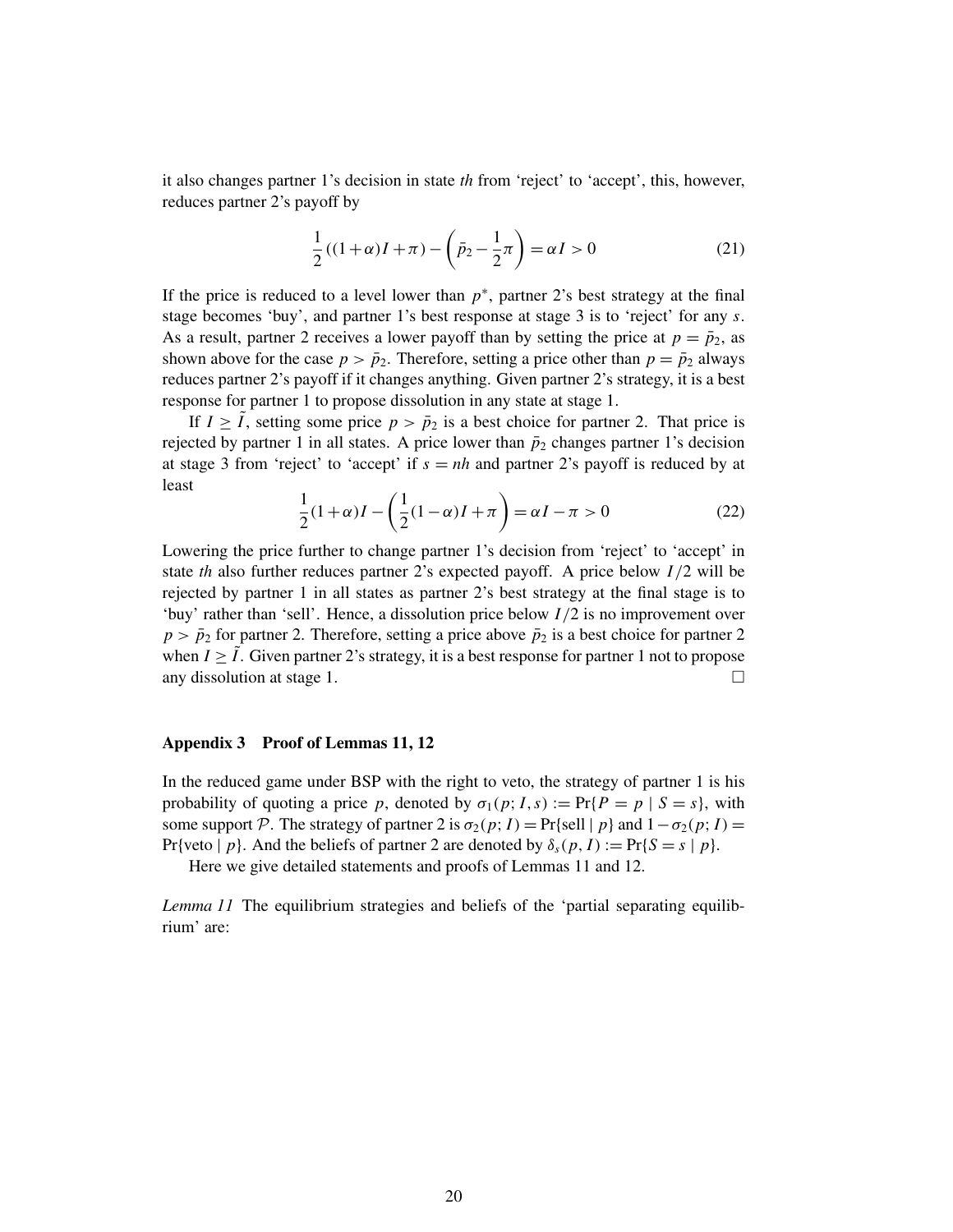it also changes partner 1's decision in state *th* from 'reject' to 'accept', this, however, reduces partner 2's payoff by

$$\frac{1}{2}((1+\alpha)I+\pi)-\left(\bar{p}_2-\frac{1}{2}\pi\right)=\alpha I>0 \tag{21}$$

If the price is reduced to a level lower than $p^*$, partner 2's best strategy at the final stage becomes 'buy', and partner 1's best response at stage 3 is to 'reject' for any $s$. As a result, partner 2 receives a lower payoff than by setting the price at $p=\bar{p}_2$, as shown above for the case $p>\bar{p}_2$. Therefore, setting a price other than $p=\bar{p}_2$ always reduces partner 2's payoff if it changes anything. Given partner 2's strategy, it is a best response for partner 1 to propose dissolution in any state at stage 1.

If $I\geq\tilde{I}$, setting some price $p>\bar{p}_2$ is a best choice for partner 2. That price is rejected by partner 1 in all states. A price lower than $\bar{p}_2$ changes partner 1's decision at stage 3 from 'reject' to 'accept' if $s=nh$ and partner 2's payoff is reduced by at least

$$\frac{1}{2}(1+\alpha)I-\left(\frac{1}{2}(1-\alpha)I+\pi\right)=\alpha I-\pi>0 \tag{22}$$

Lowering the price further to change partner 1's decision from 'reject' to 'accept' in state *th* also further reduces partner 2's expected payoff. A price below $I/2$ will be rejected by partner 1 in all states as partner 2's best strategy at the final stage is to 'buy' rather than 'sell'. Hence, a dissolution price below $I/2$ is no improvement over $p>\bar{p}_2$ for partner 2. Therefore, setting a price above $\bar{p}_2$ is a best choice for partner 2 when $I\geq\tilde{I}$. Given partner 2's strategy, it is a best response for partner 1 not to propose any dissolution at stage 1. □

### Appendix 3 Proof of Lemmas 11, 12

In the reduced game under BSP with the right to veto, the strategy of partner 1 is his probability of quoting a price $p$, denoted by $\sigma_1(p;I,s):=\Pr\{P=p\mid S=s\}$, with some support $\mathcal{P}$. The strategy of partner 2 is $\sigma_2(p;I)=\Pr\{\text{sell}\mid p\}$ and $1-\sigma_2(p;I)=\Pr\{\text{veto}\mid p\}$. And the beliefs of partner 2 are denoted by $\delta_s(p,I):=\Pr\{S=s\mid p\}$.

Here we give detailed statements and proofs of Lemmas 11 and 12.

*Lemma 11* The equilibrium strategies and beliefs of the 'partial separating equilibrium' are: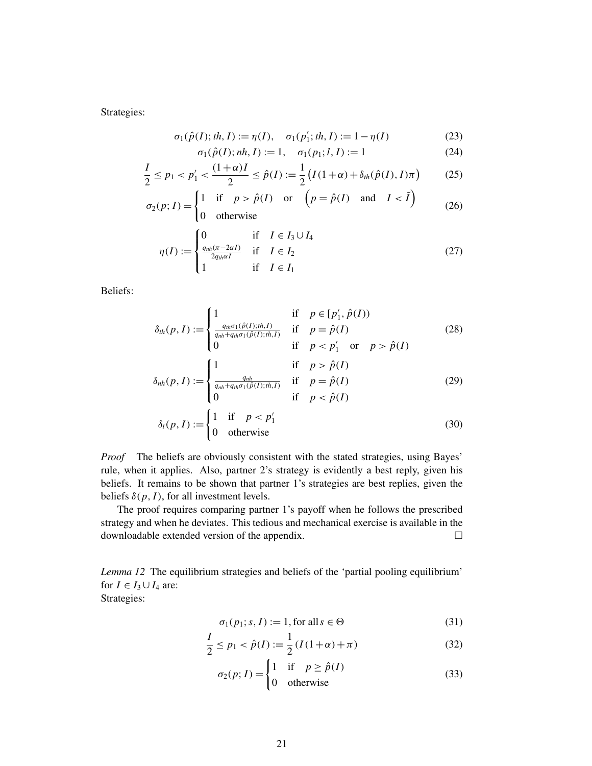Strategies:

$$\sigma_1(\hat{p}(I); th, I) := \eta(I), \quad \sigma_1(p_1'; th, I) := 1 - \eta(I) \tag{23}$$

$$\sigma_1(\hat{p}(I); nh, I) := 1, \quad \sigma_1(p_1; l, I) := 1 \tag{24}$$

$$\frac{I}{2} \leq p_1 < p_1' < \frac{(1+\alpha)I}{2} \leq \hat{p}(I) := \frac{1}{2}\left(I(1+\alpha) + \delta_{th}(\hat{p}(I), I)\pi\right) \tag{25}$$

$$\sigma_2(p; I) = \begin{cases} 1 & \text{if} \quad p > \hat{p}(I) \quad \text{or} \quad \left(p = \hat{p}(I) \quad \text{and} \quad I < \tilde{I}\right) \\ 0 & \text{otherwise} \end{cases} \tag{26}$$

$$\eta(I) := \begin{cases} 0 & \text{if} \quad I \in I_3 \cup I_4 \\ \frac{q_{nh}(\pi - 2\alpha I)}{2 q_{th} \alpha I} & \text{if} \quad I \in I_2 \\ 1 & \text{if} \quad I \in I_1 \end{cases} \tag{27}$$

Beliefs:

$$\delta_{th}(p, I) := \begin{cases} 1 & \text{if} \quad p \in [p_1', \hat{p}(I)) \\ \frac{q_{th}\sigma_1(\hat{p}(I); th, I)}{q_{nh} + q_{th}\sigma_1(\hat{p}(I); th, I)} & \text{if} \quad p = \hat{p}(I) \\ 0 & \text{if} \quad p < p_1' \quad \text{or} \quad p > \hat{p}(I) \end{cases} \tag{28}$$

$$\delta_{nh}(p, I) := \begin{cases} 1 & \text{if} \quad p > \hat{p}(I) \\ \frac{q_{nh}}{q_{nh} + q_{th}\sigma_1(\hat{p}(I); th, I)} & \text{if} \quad p = \hat{p}(I) \\ 0 & \text{if} \quad p < \hat{p}(I) \end{cases} \tag{29}$$

$$\delta_l(p, I) := \begin{cases} 1 & \text{if} \quad p < p_1' \\ 0 & \text{otherwise} \end{cases} \tag{30}$$

*Proof* The beliefs are obviously consistent with the stated strategies, using Bayes' rule, when it applies. Also, partner 2's strategy is evidently a best reply, given his beliefs. It remains to be shown that partner 1's strategies are best replies, given the beliefs $\delta(p, I)$, for all investment levels.

The proof requires comparing partner 1's payoff when he follows the prescribed strategy and when he deviates. This tedious and mechanical exercise is available in the downloadable extended version of the appendix. □

*Lemma 12* The equilibrium strategies and beliefs of the 'partial pooling equilibrium' for $I \in I_3 \cup I_4$ are:
Strategies:

$$\sigma_1(p_1; s, I) := 1, \text{for all } s \in \Theta \tag{31}$$

$$\frac{I}{2} \leq p_1 < \hat{p}(I) := \frac{1}{2}(I(1+\alpha) + \pi) \tag{32}$$

$$\sigma_2(p; I) = \begin{cases} 1 & \text{if} \quad p \geq \hat{p}(I) \\ 0 & \text{otherwise} \end{cases} \tag{33}$$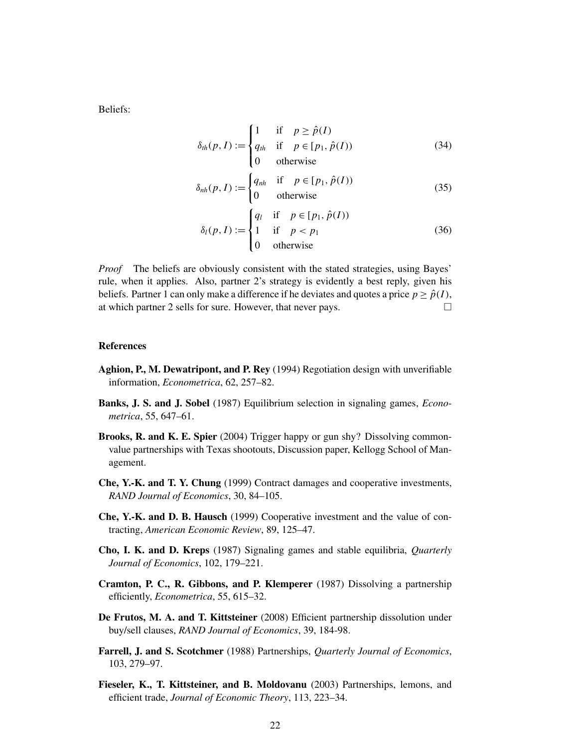Beliefs:

$$\delta_{th}(p, I) := \begin{cases} 1 & \text{if} \quad p \geq \hat{p}(I) \\ q_{th} & \text{if} \quad p \in [p_1, \hat{p}(I)) \\ 0 & \text{otherwise} \end{cases} \tag{34}$$

$$\delta_{nh}(p, I) := \begin{cases} q_{nh} & \text{if} \quad p \in [p_1, \hat{p}(I)) \\ 0 & \text{otherwise} \end{cases} \tag{35}$$

$$\delta_{l}(p, I) := \begin{cases} q_{l} & \text{if} \quad p \in [p_1, \hat{p}(I)) \\ 1 & \text{if} \quad p < p_1 \\ 0 & \text{otherwise} \end{cases} \tag{36}$$

*Proof* The beliefs are obviously consistent with the stated strategies, using Bayes' rule, when it applies. Also, partner 2's strategy is evidently a best reply, given his beliefs. Partner 1 can only make a difference if he deviates and quotes a price $p \geq \hat{p}(I)$, at which partner 2 sells for sure. However, that never pays. □

## References

**Aghion, P., M. Dewatripont, and P. Rey** (1994) Regotiation design with unverifiable information, *Econometrica*, 62, 257–82.

**Banks, J. S. and J. Sobel** (1987) Equilibrium selection in signaling games, *Econometrica*, 55, 647–61.

**Brooks, R. and K. E. Spier** (2004) Trigger happy or gun shy? Dissolving common-value partnerships with Texas shootouts, Discussion paper, Kellogg School of Management.

**Che, Y.-K. and T. Y. Chung** (1999) Contract damages and cooperative investments, *RAND Journal of Economics*, 30, 84–105.

**Che, Y.-K. and D. B. Hausch** (1999) Cooperative investment and the value of contracting, *American Economic Review*, 89, 125–47.

**Cho, I. K. and D. Kreps** (1987) Signaling games and stable equilibria, *Quarterly Journal of Economics*, 102, 179–221.

**Cramton, P. C., R. Gibbons, and P. Klemperer** (1987) Dissolving a partnership efficiently, *Econometrica*, 55, 615–32.

**De Frutos, M. A. and T. Kittsteiner** (2008) Efficient partnership dissolution under buy/sell clauses, *RAND Journal of Economics*, 39, 184-98.

**Farrell, J. and S. Scotchmer** (1988) Partnerships, *Quarterly Journal of Economics*, 103, 279–97.

**Fieseler, K., T. Kittsteiner, and B. Moldovanu** (2003) Partnerships, lemons, and efficient trade, *Journal of Economic Theory*, 113, 223–34.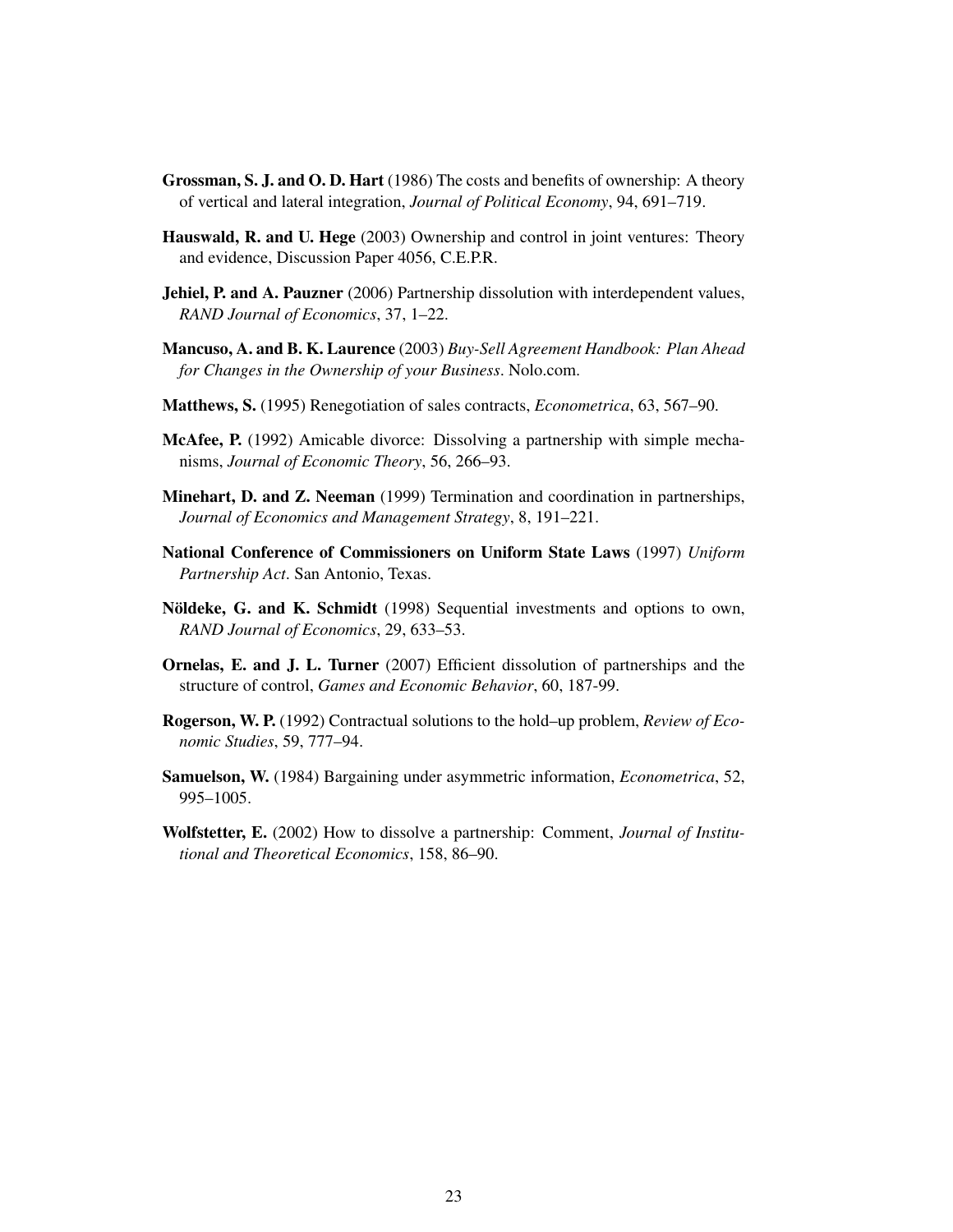**Grossman, S. J. and O. D. Hart** (1986) The costs and benefits of ownership: A theory of vertical and lateral integration, *Journal of Political Economy*, 94, 691–719.

**Hauswald, R. and U. Hege** (2003) Ownership and control in joint ventures: Theory and evidence, Discussion Paper 4056, C.E.P.R.

**Jehiel, P. and A. Pauzner** (2006) Partnership dissolution with interdependent values, *RAND Journal of Economics*, 37, 1–22.

**Mancuso, A. and B. K. Laurence** (2003) *Buy-Sell Agreement Handbook: Plan Ahead for Changes in the Ownership of your Business*. Nolo.com.

**Matthews, S.** (1995) Renegotiation of sales contracts, *Econometrica*, 63, 567–90.

**McAfee, P.** (1992) Amicable divorce: Dissolving a partnership with simple mechanisms, *Journal of Economic Theory*, 56, 266–93.

**Minehart, D. and Z. Neeman** (1999) Termination and coordination in partnerships, *Journal of Economics and Management Strategy*, 8, 191–221.

**National Conference of Commissioners on Uniform State Laws** (1997) *Uniform Partnership Act*. San Antonio, Texas.

**Nöldeke, G. and K. Schmidt** (1998) Sequential investments and options to own, *RAND Journal of Economics*, 29, 633–53.

**Ornelas, E. and J. L. Turner** (2007) Efficient dissolution of partnerships and the structure of control, *Games and Economic Behavior*, 60, 187-99.

**Rogerson, W. P.** (1992) Contractual solutions to the hold–up problem, *Review of Economic Studies*, 59, 777–94.

**Samuelson, W.** (1984) Bargaining under asymmetric information, *Econometrica*, 52, 995–1005.

**Wolfstetter, E.** (2002) How to dissolve a partnership: Comment, *Journal of Institutional and Theoretical Economics*, 158, 86–90.